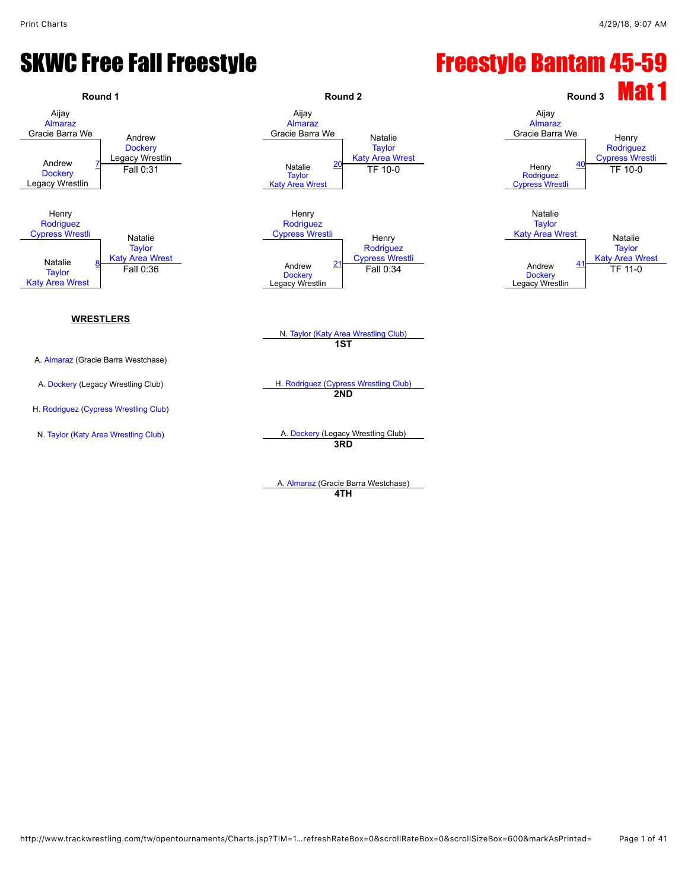# SKWC Free Fall Freestyle

# Freestyle Bantam 45-59

## Mat 1

### Round 1

**Match 7**
- Aijay Almaraz, Gracie Barra We
- Andrew Dockery, Legacy Wrestlin

Winner: Andrew Dockery, Legacy Wrestlin — Fall 0:31

**Match 8**
- Henry Rodriguez, Cypress Wrestli
- Natalie Taylor, Katy Area Wrest

Winner: Natalie Taylor, Katy Area Wrest — Fall 0:36

### Round 2

**Match 20**
- Aijay Almaraz, Gracie Barra We
- Natalie Taylor, Katy Area Wrest

Winner: Natalie Taylor, Katy Area Wrest — TF 10-0

**Match 21**
- Henry Rodriguez, Cypress Wrestli
- Andrew Dockery, Legacy Wrestlin

Winner: Henry Rodriguez, Cypress Wrestli — Fall 0:34

### Round 3

**Match 40**
- Aijay Almaraz, Gracie Barra We
- Henry Rodriguez, Cypress Wrestli

Winner: Henry Rodriguez, Cypress Wrestli — TF 10-0

**Match 41**
- Natalie Taylor, Katy Area Wrest
- Andrew Dockery, Legacy Wrestlin

Winner: Natalie Taylor, Katy Area Wrest — TF 11-0

### WRESTLERS

- A. Almaraz (Gracie Barra Westchase)
- A. Dockery (Legacy Wrestling Club)
- H. Rodriguez (Cypress Wrestling Club)
- N. Taylor (Katy Area Wrestling Club)

### Placements

- **1ST**: N. Taylor (Katy Area Wrestling Club)
- **2ND**: H. Rodriguez (Cypress Wrestling Club)
- **3RD**: A. Dockery (Legacy Wrestling Club)
- **4TH**: A. Almaraz (Gracie Barra Westchase)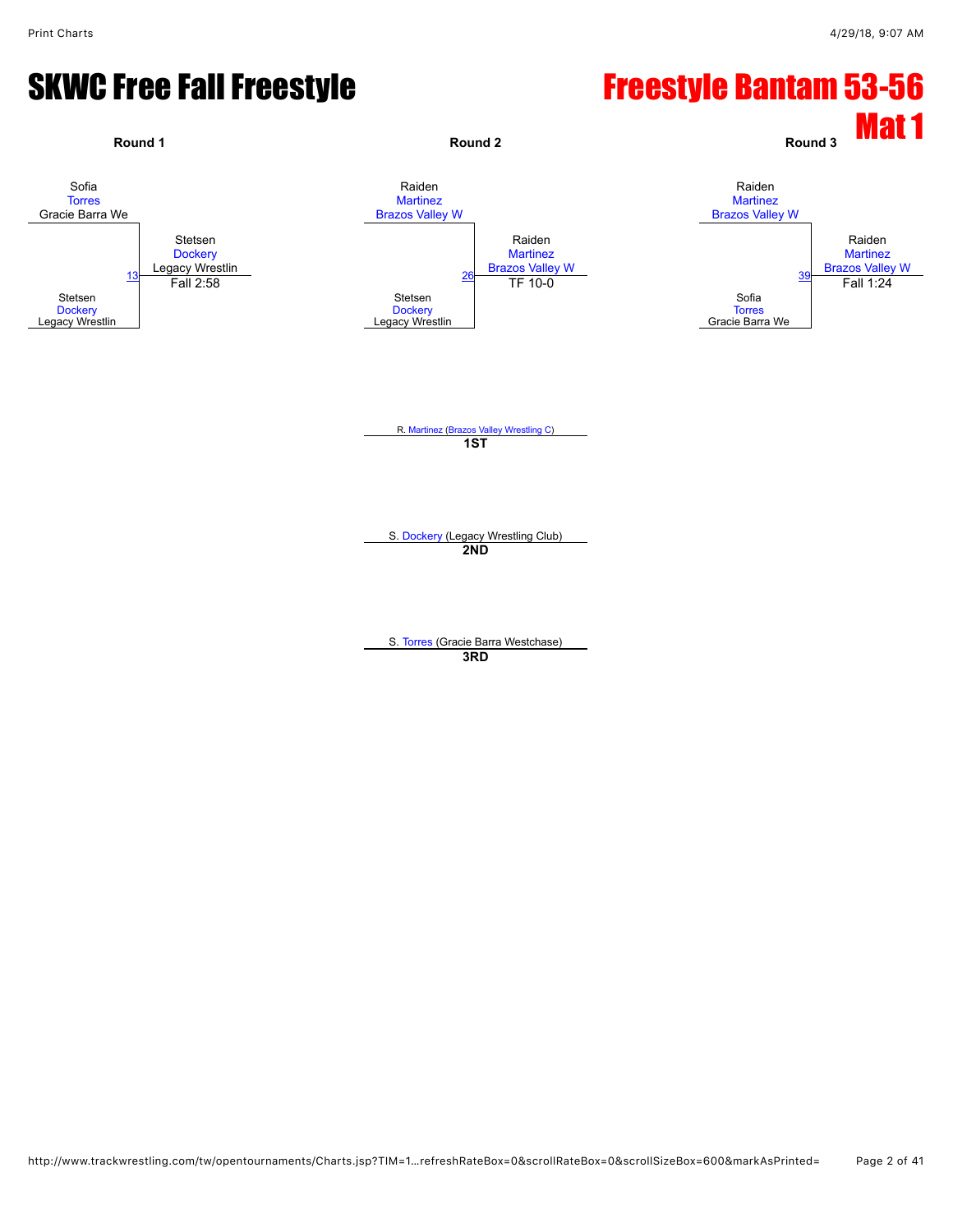# SKWC Free Fall Freestyle

# Freestyle Bantam 53-56

## Mat 1

**Round 1**

Sofia
Torres
Gracie Barra We

13

Stetsen
Dockery
Legacy Wrestlin

Winner: Stetsen
Dockery
Legacy Wrestlin
Fall 2:58

**Round 2**

Raiden
Martinez
Brazos Valley W

26

Stetsen
Dockery
Legacy Wrestlin

Winner: Raiden
Martinez
Brazos Valley W
TF 10-0

**Round 3**

Raiden
Martinez
Brazos Valley W

39

Sofia
Torres
Gracie Barra We

Winner: Raiden
Martinez
Brazos Valley W
Fall 1:24

R. Martinez (Brazos Valley Wrestling C)
**1ST**

S. Dockery (Legacy Wrestling Club)
**2ND**

S. Torres (Gracie Barra Westchase)
**3RD**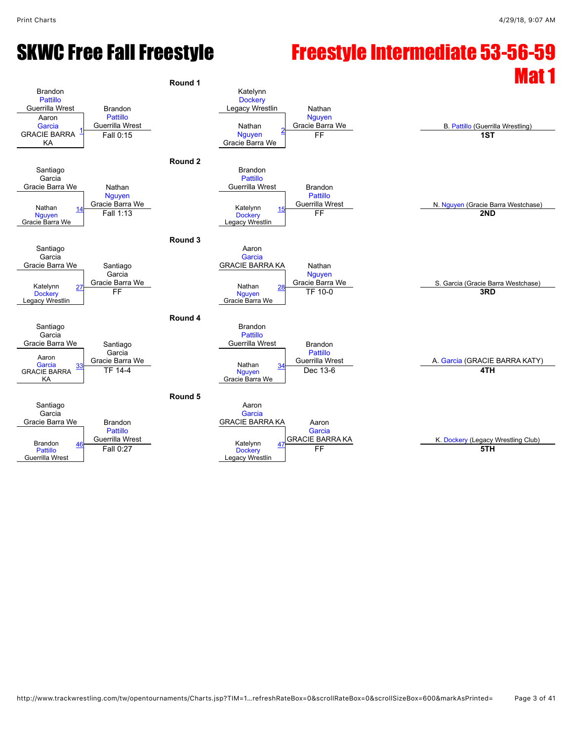# SKWC Free Fall Freestyle

# Freestyle Intermediate 53-56-59 Mat 1

## Round 1

| Match | Wrestler 1 | Wrestler 2 | Winner | Result |
|---|---|---|---|---|
| 1 | Brandon Pattillo, Guerrilla Wrest | Aaron Garcia, GRACIE BARRA KA | Brandon Pattillo, Guerrilla Wrest | Fall 0:15 |
| 2 | Katelynn Dockery, Legacy Wrestlin | Nathan Nguyen, Gracie Barra We | Nathan Nguyen, Gracie Barra We | FF |

## Round 2

| Match | Wrestler 1 | Wrestler 2 | Winner | Result |
|---|---|---|---|---|
| 14 | Santiago Garcia, Gracie Barra We | Nathan Nguyen, Gracie Barra We | Nathan Nguyen, Gracie Barra We | Fall 1:13 |
| 15 | Brandon Pattillo, Guerrilla Wrest | Katelynn Dockery, Legacy Wrestlin | Brandon Pattillo, Guerrilla Wrest | FF |

## Round 3

| Match | Wrestler 1 | Wrestler 2 | Winner | Result |
|---|---|---|---|---|
| 27 | Santiago Garcia, Gracie Barra We | Katelynn Dockery, Legacy Wrestlin | Santiago Garcia, Gracie Barra We | FF |
| 28 | Aaron Garcia, GRACIE BARRA KA | Nathan Nguyen, Gracie Barra We | Nathan Nguyen, Gracie Barra We | TF 10-0 |

## Round 4

| Match | Wrestler 1 | Wrestler 2 | Winner | Result |
|---|---|---|---|---|
| 33 | Santiago Garcia, Gracie Barra We | Aaron Garcia, GRACIE BARRA KA | Santiago Garcia, Gracie Barra We | TF 14-4 |
| 34 | Brandon Pattillo, Guerrilla Wrest | Nathan Nguyen, Gracie Barra We | Brandon Pattillo, Guerrilla Wrest | Dec 13-6 |

## Round 5

| Match | Wrestler 1 | Wrestler 2 | Winner | Result |
|---|---|---|---|---|
| 46 | Santiago Garcia, Gracie Barra We | Brandon Pattillo, Guerrilla Wrest | Brandon Pattillo, Guerrilla Wrest | Fall 0:27 |
| 47 | Aaron Garcia, GRACIE BARRA KA | Katelynn Dockery, Legacy Wrestlin | Aaron Garcia, GRACIE BARRA KA | FF |

## Placements

| Place | Wrestler |
|---|---|
| 1ST | B. Pattillo (Guerrilla Wrestling) |
| 2ND | N. Nguyen (Gracie Barra Westchase) |
| 3RD | S. Garcia (Gracie Barra Westchase) |
| 4TH | A. Garcia (GRACIE BARRA KATY) |
| 5TH | K. Dockery (Legacy Wrestling Club) |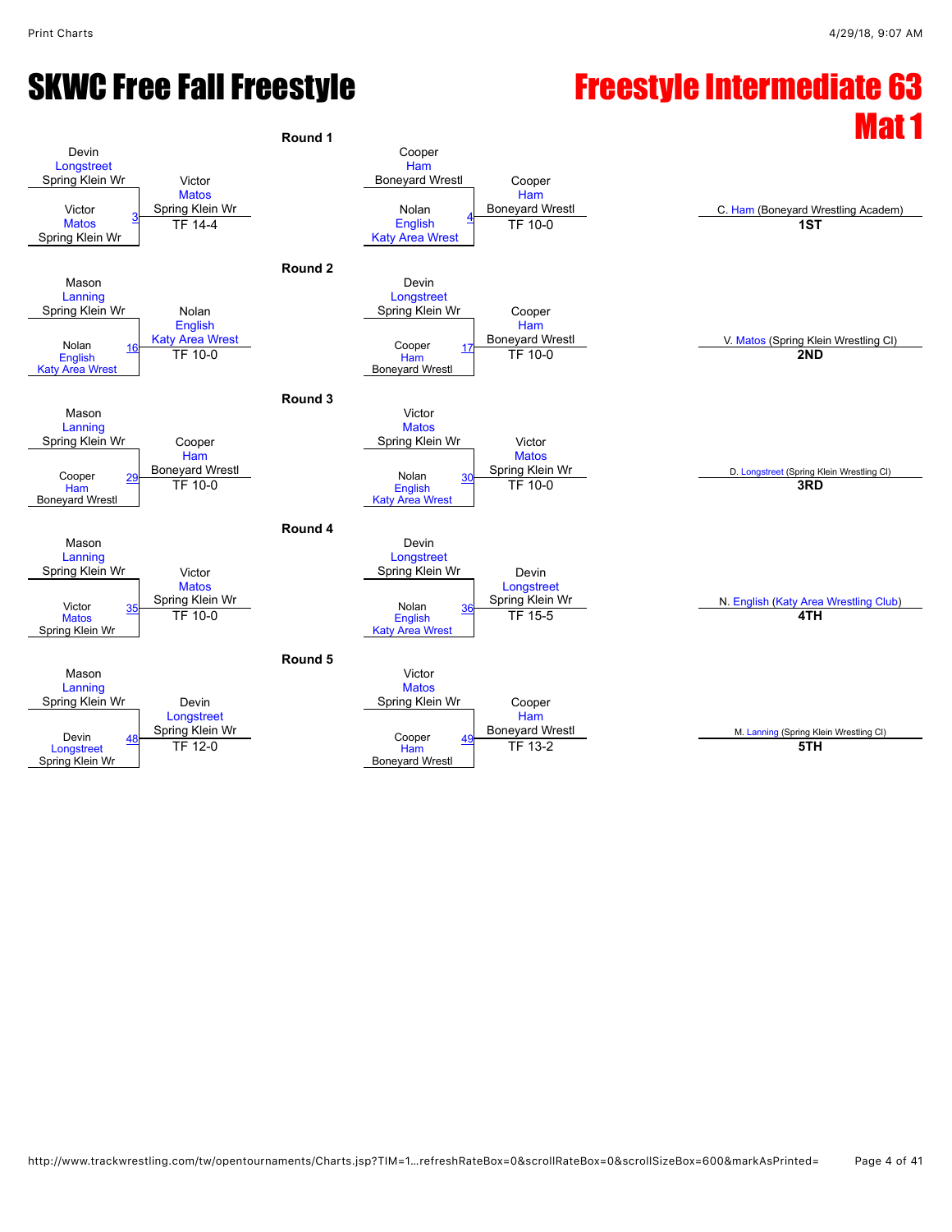# SKWC Free Fall Freestyle

# Freestyle Intermediate 63 Mat 1

## Round 1

| Wrestler 1 | Wrestler 2 | Bout | Winner | Result |
|---|---|---|---|---|
| Devin Longstreet, Spring Klein Wr | Victor Matos, Spring Klein Wr | 3 | Victor Matos, Spring Klein Wr | TF 14-4 |
| Cooper Ham, Boneyard Wrestl | Nolan English, Katy Area Wrest | 4 | Cooper Ham, Boneyard Wrestl | TF 10-0 |

## Round 2

| Wrestler 1 | Wrestler 2 | Bout | Winner | Result |
|---|---|---|---|---|
| Mason Lanning, Spring Klein Wr | Nolan English, Katy Area Wrest | 16 | Nolan English, Katy Area Wrest | TF 10-0 |
| Devin Longstreet, Spring Klein Wr | Cooper Ham, Boneyard Wrestl | 17 | Cooper Ham, Boneyard Wrestl | TF 10-0 |

## Round 3

| Wrestler 1 | Wrestler 2 | Bout | Winner | Result |
|---|---|---|---|---|
| Mason Lanning, Spring Klein Wr | Cooper Ham, Boneyard Wrestl | 29 | Cooper Ham, Boneyard Wrestl | TF 10-0 |
| Victor Matos, Spring Klein Wr | Nolan English, Katy Area Wrest | 30 | Victor Matos, Spring Klein Wr | TF 10-0 |

## Round 4

| Wrestler 1 | Wrestler 2 | Bout | Winner | Result |
|---|---|---|---|---|
| Mason Lanning, Spring Klein Wr | Victor Matos, Spring Klein Wr | 35 | Victor Matos, Spring Klein Wr | TF 10-0 |
| Devin Longstreet, Spring Klein Wr | Nolan English, Katy Area Wrest | 36 | Devin Longstreet, Spring Klein Wr | TF 15-5 |

## Round 5

| Wrestler 1 | Wrestler 2 | Bout | Winner | Result |
|---|---|---|---|---|
| Mason Lanning, Spring Klein Wr | Devin Longstreet, Spring Klein Wr | 48 | Devin Longstreet, Spring Klein Wr | TF 12-0 |
| Victor Matos, Spring Klein Wr | Cooper Ham, Boneyard Wrestl | 49 | Cooper Ham, Boneyard Wrestl | TF 13-2 |

## Placements

| Place | Wrestler |
|---|---|
| 1ST | C. Ham (Boneyard Wrestling Academ) |
| 2ND | V. Matos (Spring Klein Wrestling Cl) |
| 3RD | D. Longstreet (Spring Klein Wrestling Cl) |
| 4TH | N. English (Katy Area Wrestling Club) |
| 5TH | M. Lanning (Spring Klein Wrestling Cl) |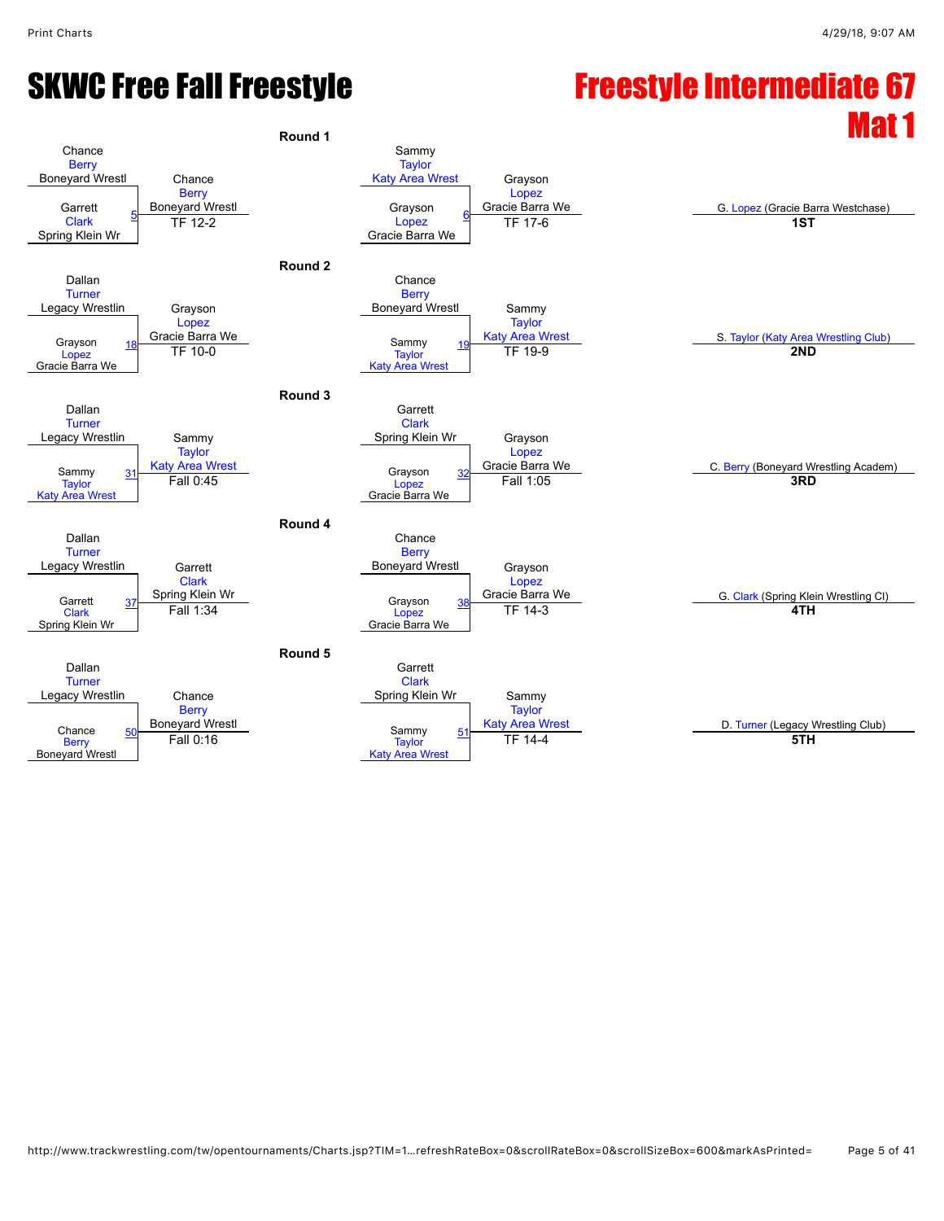# SKWC Free Fall Freestyle

# Freestyle Intermediate 67 Mat 1

## Round 1

| Wrestler 1 | Wrestler 2 | Bout | Winner | Result |
|---|---|---|---|---|
| Chance Berry (Boneyard Wrestl) | Garrett Clark (Spring Klein Wr) | 5 | Chance Berry (Boneyard Wrestl) | TF 12-2 |
| Sammy Taylor (Katy Area Wrest) | Grayson Lopez (Gracie Barra We) | 6 | Grayson Lopez (Gracie Barra We) | TF 17-6 |

## Round 2

| Wrestler 1 | Wrestler 2 | Bout | Winner | Result |
|---|---|---|---|---|
| Dallan Turner (Legacy Wrestlin) | Grayson Lopez (Gracie Barra We) | 18 | Grayson Lopez (Gracie Barra We) | TF 10-0 |
| Chance Berry (Boneyard Wrestl) | Sammy Taylor (Katy Area Wrest) | 19 | Sammy Taylor (Katy Area Wrest) | TF 19-9 |

## Round 3

| Wrestler 1 | Wrestler 2 | Bout | Winner | Result |
|---|---|---|---|---|
| Dallan Turner (Legacy Wrestlin) | Sammy Taylor (Katy Area Wrest) | 31 | Sammy Taylor (Katy Area Wrest) | Fall 0:45 |
| Garrett Clark (Spring Klein Wr) | Grayson Lopez (Gracie Barra We) | 32 | Grayson Lopez (Gracie Barra We) | Fall 1:05 |

## Round 4

| Wrestler 1 | Wrestler 2 | Bout | Winner | Result |
|---|---|---|---|---|
| Dallan Turner (Legacy Wrestlin) | Garrett Clark (Spring Klein Wr) | 37 | Garrett Clark (Spring Klein Wr) | Fall 1:34 |
| Chance Berry (Boneyard Wrestl) | Grayson Lopez (Gracie Barra We) | 38 | Grayson Lopez (Gracie Barra We) | TF 14-3 |

## Round 5

| Wrestler 1 | Wrestler 2 | Bout | Winner | Result |
|---|---|---|---|---|
| Dallan Turner (Legacy Wrestlin) | Chance Berry (Boneyard Wrestl) | 50 | Chance Berry (Boneyard Wrestl) | Fall 0:16 |
| Garrett Clark (Spring Klein Wr) | Sammy Taylor (Katy Area Wrest) | 51 | Sammy Taylor (Katy Area Wrest) | TF 14-4 |

## Placements

| Place | Wrestler |
|---|---|
| 1ST | G. Lopez (Gracie Barra Westchase) |
| 2ND | S. Taylor (Katy Area Wrestling Club) |
| 3RD | C. Berry (Boneyard Wrestling Academ) |
| 4TH | G. Clark (Spring Klein Wrestling Cl) |
| 5TH | D. Turner (Legacy Wrestling Club) |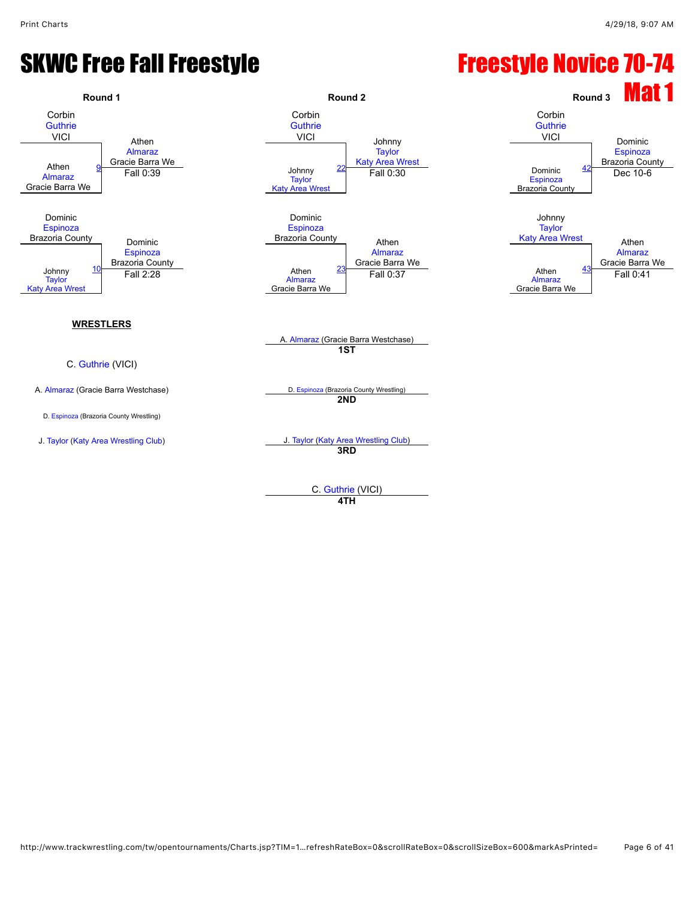# SKWC Free Fall Freestyle

# Freestyle Novice 70-74

## Mat 1

### Round 1

| Bout | Wrestler 1 | Wrestler 2 | Winner | Result |
|---|---|---|---|---|
| 9 | Corbin Guthrie (VICI) | Athen Almaraz (Gracie Barra We) | Athen Almaraz (Gracie Barra We) | Fall 0:39 |
| 10 | Dominic Espinoza (Brazoria County) | Johnny Taylor (Katy Area Wrest) | Dominic Espinoza (Brazoria County) | Fall 2:28 |

### Round 2

| Bout | Wrestler 1 | Wrestler 2 | Winner | Result |
|---|---|---|---|---|
| 22 | Corbin Guthrie (VICI) | Johnny Taylor (Katy Area Wrest) | Johnny Taylor (Katy Area Wrest) | Fall 0:30 |
| 23 | Dominic Espinoza (Brazoria County) | Athen Almaraz (Gracie Barra We) | Athen Almaraz (Gracie Barra We) | Fall 0:37 |

### Round 3

| Bout | Wrestler 1 | Wrestler 2 | Winner | Result |
|---|---|---|---|---|
| 42 | Corbin Guthrie (VICI) | Dominic Espinoza (Brazoria County) | Dominic Espinoza (Brazoria County) | Dec 10-6 |
| 43 | Johnny Taylor (Katy Area Wrest) | Athen Almaraz (Gracie Barra We) | Athen Almaraz (Gracie Barra We) | Fall 0:41 |

### WRESTLERS

- C. Guthrie (VICI)
- A. Almaraz (Gracie Barra Westchase)
- D. Espinoza (Brazoria County Wrestling)
- J. Taylor (Katy Area Wrestling Club)

### Placings

- **1ST**: A. Almaraz (Gracie Barra Westchase)
- **2ND**: D. Espinoza (Brazoria County Wrestling)
- **3RD**: J. Taylor (Katy Area Wrestling Club)
- **4TH**: C. Guthrie (VICI)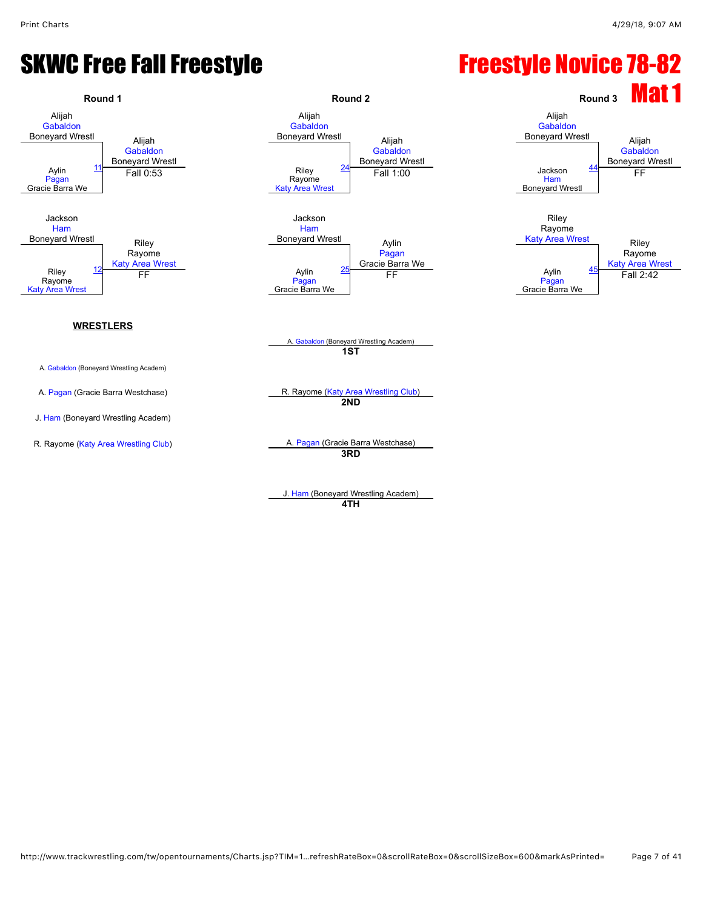# SKWC Free Fall Freestyle

# Freestyle Novice 78-82

## Mat 1

### Round 1

| Match | Wrestler 1 | Wrestler 2 | Winner | Result |
|---|---|---|---|---|
| 11 | Alijah Gabaldon (Boneyard Wrestl) | Aylin Pagan (Gracie Barra We) | Alijah Gabaldon (Boneyard Wrestl) | Fall 0:53 |
| 12 | Jackson Ham (Boneyard Wrestl) | Riley Rayome (Katy Area Wrest) | Riley Rayome (Katy Area Wrest) | FF |

### Round 2

| Match | Wrestler 1 | Wrestler 2 | Winner | Result |
|---|---|---|---|---|
| 24 | Alijah Gabaldon (Boneyard Wrestl) | Riley Rayome (Katy Area Wrest) | Alijah Gabaldon (Boneyard Wrestl) | Fall 1:00 |
| 25 | Jackson Ham (Boneyard Wrestl) | Aylin Pagan (Gracie Barra We) | Aylin Pagan (Gracie Barra We) | FF |

### Round 3

| Match | Wrestler 1 | Wrestler 2 | Winner | Result |
|---|---|---|---|---|
| 44 | Alijah Gabaldon (Boneyard Wrestl) | Jackson Ham (Boneyard Wrestl) | Alijah Gabaldon (Boneyard Wrestl) | FF |
| 45 | Riley Rayome (Katy Area Wrest) | Aylin Pagan (Gracie Barra We) | Riley Rayome (Katy Area Wrest) | Fall 2:42 |

**WRESTLERS**

- A. Gabaldon (Boneyard Wrestling Academ)
- A. Pagan (Gracie Barra Westchase)
- J. Ham (Boneyard Wrestling Academ)
- R. Rayome (Katy Area Wrestling Club)

**1ST**: A. Gabaldon (Boneyard Wrestling Academ)

**2ND**: R. Rayome (Katy Area Wrestling Club)

**3RD**: A. Pagan (Gracie Barra Westchase)

**4TH**: J. Ham (Boneyard Wrestling Academ)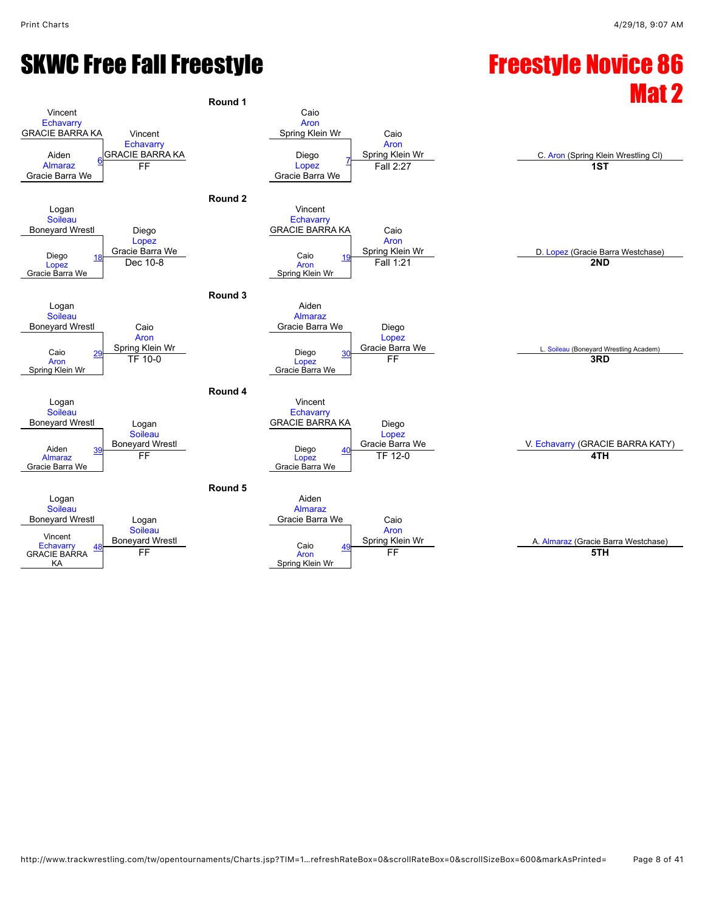# SKWC Free Fall Freestyle

# Freestyle Novice 86 Mat 2

## Round 1

| Bout | Wrestler 1 | Wrestler 2 | Winner | Result |
|---|---|---|---|---|
| 6 | Vincent Echavarry (GRACIE BARRA KA) | Aiden Almaraz (Gracie Barra We) | Vincent Echavarry (GRACIE BARRA KA) | FF |
| 7 | Caio Aron (Spring Klein Wr) | Diego Lopez (Gracie Barra We) | Caio Aron (Spring Klein Wr) | Fall 2:27 |

## Round 2

| Bout | Wrestler 1 | Wrestler 2 | Winner | Result |
|---|---|---|---|---|
| 18 | Logan Soileau (Boneyard Wrestl) | Diego Lopez (Gracie Barra We) | Diego Lopez (Gracie Barra We) | Dec 10-8 |
| 19 | Vincent Echavarry (GRACIE BARRA KA) | Caio Aron (Spring Klein Wr) | Caio Aron (Spring Klein Wr) | Fall 1:21 |

## Round 3

| Bout | Wrestler 1 | Wrestler 2 | Winner | Result |
|---|---|---|---|---|
| 29 | Logan Soileau (Boneyard Wrestl) | Caio Aron (Spring Klein Wr) | Caio Aron (Spring Klein Wr) | TF 10-0 |
| 30 | Aiden Almaraz (Gracie Barra We) | Diego Lopez (Gracie Barra We) | Diego Lopez (Gracie Barra We) | FF |

## Round 4

| Bout | Wrestler 1 | Wrestler 2 | Winner | Result |
|---|---|---|---|---|
| 39 | Logan Soileau (Boneyard Wrestl) | Aiden Almaraz (Gracie Barra We) | Logan Soileau (Boneyard Wrestl) | FF |
| 40 | Vincent Echavarry (GRACIE BARRA KA) | Diego Lopez (Gracie Barra We) | Diego Lopez (Gracie Barra We) | TF 12-0 |

## Round 5

| Bout | Wrestler 1 | Wrestler 2 | Winner | Result |
|---|---|---|---|---|
| 48 | Logan Soileau (Boneyard Wrestl) | Vincent Echavarry (GRACIE BARRA KA) | Logan Soileau (Boneyard Wrestl) | FF |
| 49 | Aiden Almaraz (Gracie Barra We) | Caio Aron (Spring Klein Wr) | Caio Aron (Spring Klein Wr) | FF |

## Placement

| Place | Wrestler |
|---|---|
| 1ST | C. Aron (Spring Klein Wrestling Cl) |
| 2ND | D. Lopez (Gracie Barra Westchase) |
| 3RD | L. Soileau (Boneyard Wrestling Academ) |
| 4TH | V. Echavarry (GRACIE BARRA KATY) |
| 5TH | A. Almaraz (Gracie Barra Westchase) |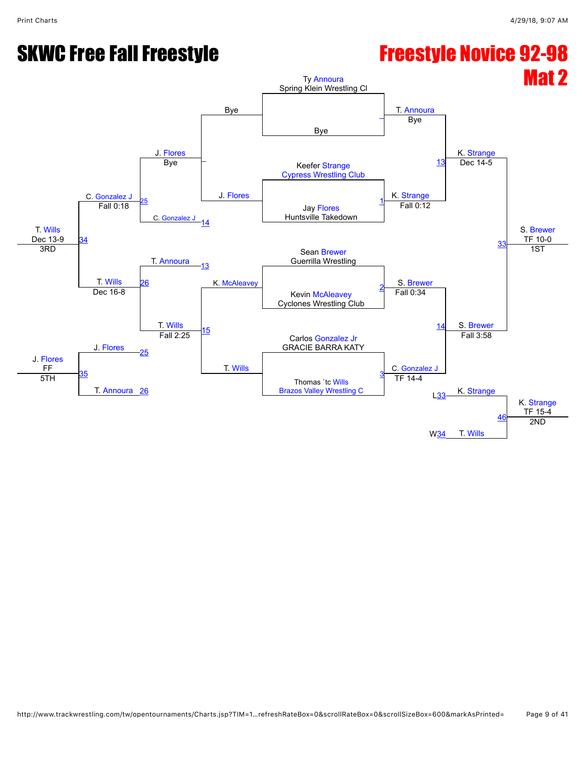# SKWC Free Fall Freestyle

# Freestyle Novice 92-98

## Mat 2

### Championship Bracket

**Round 1**

- Ty Annoura (Spring Klein Wrestling Cl) vs. Bye — T. Annoura, Bye
- Match 1: Keefer Strange (Cypress Wrestling Club) vs. Jay Flores (Huntsville Takedown) — K. Strange, Fall 0:12
- Match 2: Sean Brewer (Guerrilla Wrestling) vs. Kevin McAleavey (Cyclones Wrestling Club) — S. Brewer, Fall 0:34
- Match 3: Carlos Gonzalez Jr (GRACIE BARRA KATY) vs. Thomas `tc Wills (Brazos Valley Wrestling C) — C. Gonzalez J, TF 14-4

**Round 2**

- Match 13: T. Annoura vs. K. Strange — K. Strange, Dec 14-5
- Match 14: S. Brewer vs. C. Gonzalez J — S. Brewer, Fall 3:58

**Final**

- Match 33: K. Strange vs. S. Brewer — S. Brewer, TF 10-0 — 1ST

### Consolation Bracket

- Bye vs. J. Flores — J. Flores, Bye
- K. McAleavey vs. T. Wills — Match 15: T. Wills, Fall 2:25
- Match 25: J. Flores vs. C. Gonzalez J (L14) — C. Gonzalez J, Fall 0:18
- Match 26: T. Annoura (L13) vs. T. Wills — T. Wills, Dec 16-8
- Match 34: C. Gonzalez J vs. T. Wills — T. Wills, Dec 13-9 — 3RD
- Match 35: J. Flores (L25) vs. T. Annoura (L26) — J. Flores, FF — 5TH

### 2nd Place Match

- Match 46: K. Strange (L33) vs. T. Wills (W34) — K. Strange, TF 15-4 — 2ND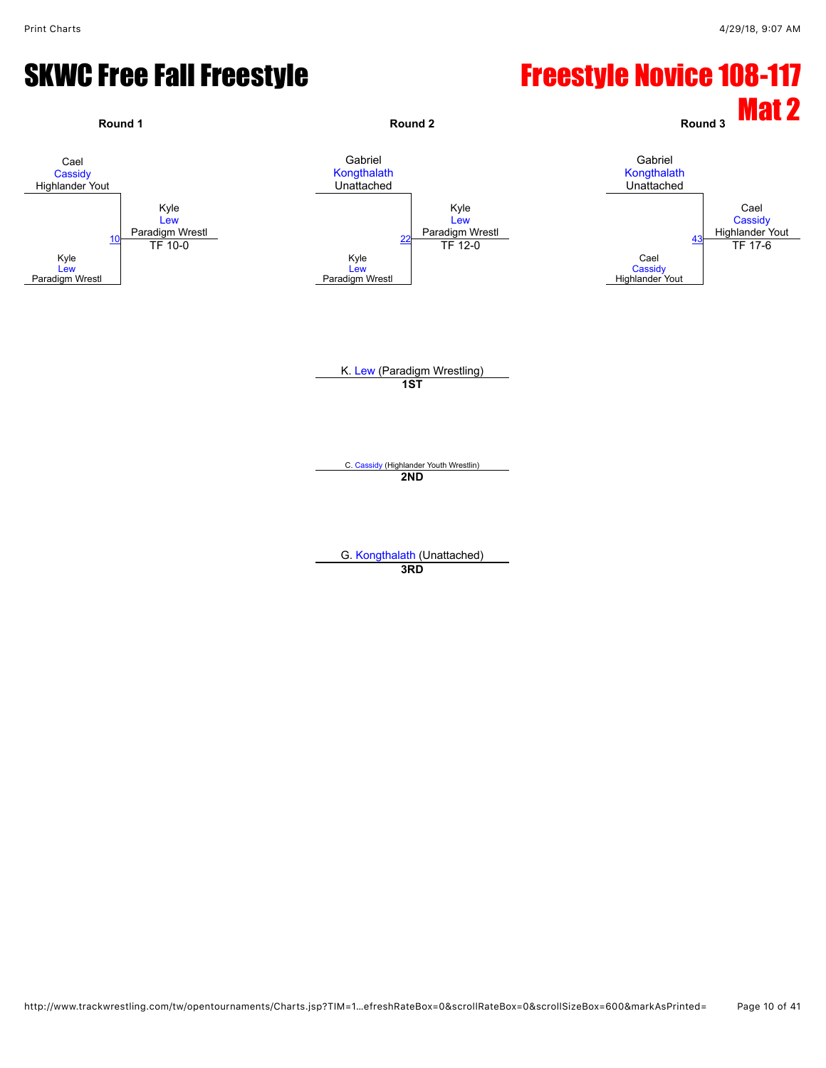# SKWC Free Fall Freestyle

# Freestyle Novice 108-117

## Mat 2

### Round 1

Cael Cassidy, Highlander Yout
vs.
Kyle Lew, Paradigm Wrestl

Match 10 — Winner: Kyle Lew, Paradigm Wrestl — TF 10-0

### Round 2

Gabriel Kongthalath, Unattached
vs.
Kyle Lew, Paradigm Wrestl

Match 22 — Winner: Kyle Lew, Paradigm Wrestl — TF 12-0

### Round 3

Gabriel Kongthalath, Unattached
vs.
Cael Cassidy, Highlander Yout

Match 43 — Winner: Cael Cassidy, Highlander Yout — TF 17-6

---

**1ST**: K. Lew (Paradigm Wrestling)

**2ND**: C. Cassidy (Highlander Youth Wrestlin)

**3RD**: G. Kongthalath (Unattached)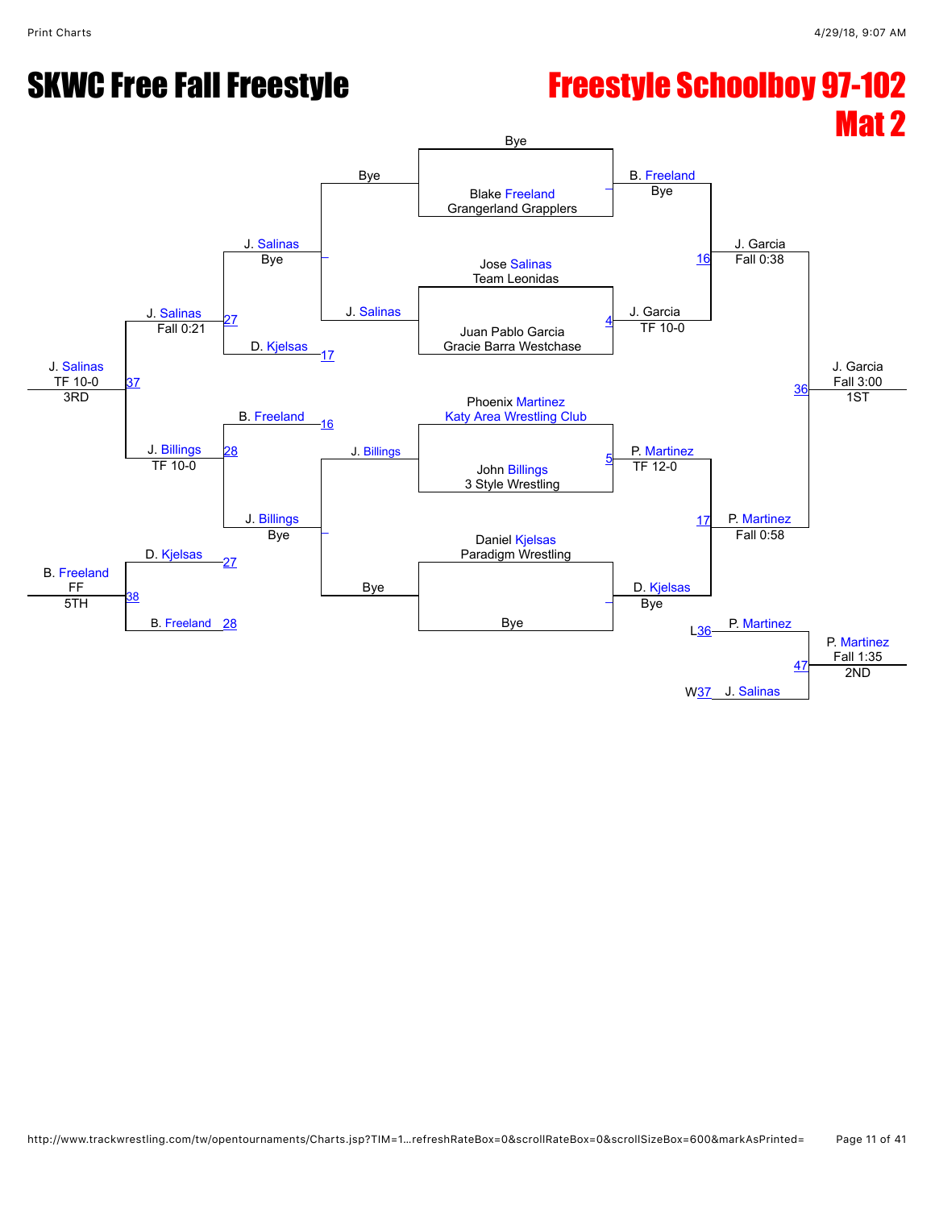# SKWC Free Fall Freestyle

# Freestyle Schoolboy 97-102
# Mat 2

## Championship Bracket

**First Round**

- Bye vs. Blake Freeland (Grangerland Grapplers) — Winner: B. Freeland, Bye
- Jose Salinas (Team Leonidas) vs. Juan Pablo Garcia (Gracie Barra Westchase) — Match 4 — Winner: J. Garcia, TF 10-0
- Phoenix Martinez (Katy Area Wrestling Club) vs. John Billings (3 Style Wrestling) — Match 5 — Winner: P. Martinez, TF 12-0
- Daniel Kjelsas (Paradigm Wrestling) vs. Bye — Winner: D. Kjelsas, Bye

**Semifinals**

- B. Freeland vs. J. Garcia — Match 16 — Winner: J. Garcia, Fall 0:38
- P. Martinez vs. D. Kjelsas — Match 17 — Winner: P. Martinez, Fall 0:58

**Final**

- J. Garcia vs. P. Martinez — Match 36 — Winner: J. Garcia, Fall 3:00 — 1ST

**2nd Place Match**

- P. Martinez (L36) vs. J. Salinas (W37) — Match 47 — Winner: P. Martinez, Fall 1:35 — 2ND

## Consolation Bracket

**Consolation Round 1**

- Bye vs. J. Salinas — Winner: J. Salinas, Bye
- J. Billings vs. Bye — Winner: J. Billings, Bye

**Consolation Round 2**

- J. Salinas vs. D. Kjelsas (L17) — Match 27 — Winner: J. Salinas, Fall 0:21
- B. Freeland (L16) vs. J. Billings — Match 28 — Winner: J. Billings, TF 10-0

**3rd Place Match**

- J. Salinas vs. J. Billings — Match 37 — Winner: J. Salinas, TF 10-0 — 3RD

**5th Place Match**

- D. Kjelsas (L27) vs. B. Freeland (L28) — Match 38 — Winner: B. Freeland, FF — 5TH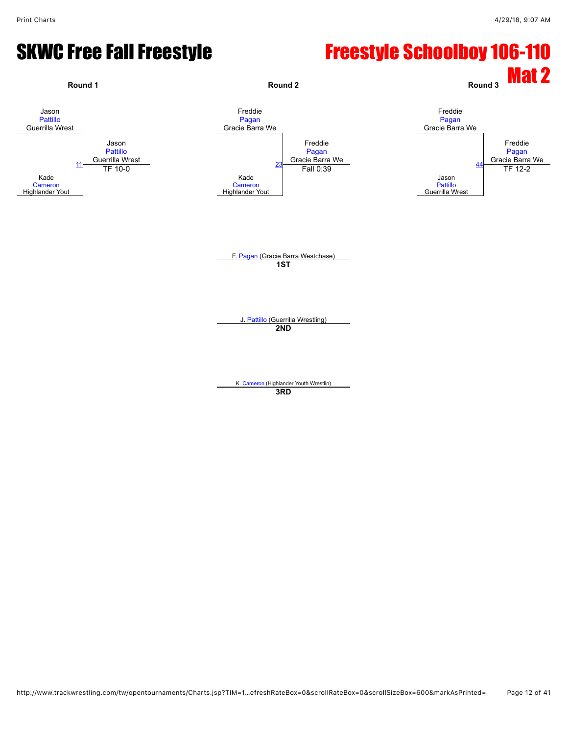# SKWC Free Fall Freestyle

# Freestyle Schoolboy 106-110

## Mat 2

**Round 1**

Jason Pattillo, Guerrilla Wrest
vs.
Kade Cameron, Highlander Yout

Bout 11 — Winner: Jason Pattillo, Guerrilla Wrest — TF 10-0

**Round 2**

Freddie Pagan, Gracie Barra We
vs.
Kade Cameron, Highlander Yout

Bout 23 — Winner: Freddie Pagan, Gracie Barra We — Fall 0:39

**Round 3**

Freddie Pagan, Gracie Barra We
vs.
Jason Pattillo, Guerrilla Wrest

Bout 44 — Winner: Freddie Pagan, Gracie Barra We — TF 12-2

F. Pagan (Gracie Barra Westchase)
**1ST**

J. Pattillo (Guerrilla Wrestling)
**2ND**

K. Cameron (Highlander Youth Wrestlin)
**3RD**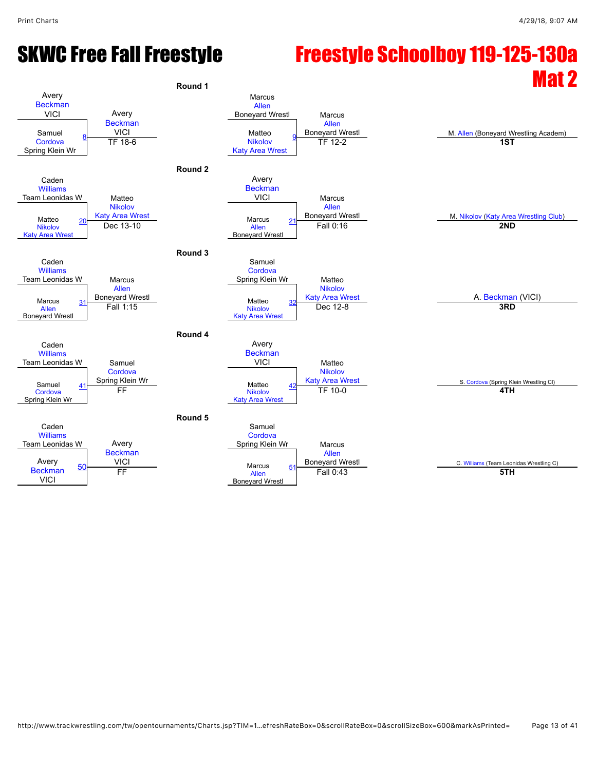# SKWC Free Fall Freestyle

# Freestyle Schoolboy 119-125-130a Mat 2

### Round 1

| Match | Wrestler 1 | Wrestler 2 | Winner | Result |
|---|---|---|---|---|
| 8 | Avery Beckman VICI | Samuel Cordova Spring Klein Wr | Avery Beckman VICI | TF 18-6 |
| 9 | Marcus Allen Boneyard Wrestl | Matteo Nikolov Katy Area Wrest | Marcus Allen Boneyard Wrestl | TF 12-2 |

### Round 2

| Match | Wrestler 1 | Wrestler 2 | Winner | Result |
|---|---|---|---|---|
| 20 | Caden Williams Team Leonidas W | Matteo Nikolov Katy Area Wrest | Matteo Nikolov Katy Area Wrest | Dec 13-10 |
| 21 | Avery Beckman VICI | Marcus Allen Boneyard Wrestl | Marcus Allen Boneyard Wrestl | Fall 0:16 |

### Round 3

| Match | Wrestler 1 | Wrestler 2 | Winner | Result |
|---|---|---|---|---|
| 31 | Caden Williams Team Leonidas W | Marcus Allen Boneyard Wrestl | Marcus Allen Boneyard Wrestl | Fall 1:15 |
| 32 | Samuel Cordova Spring Klein Wr | Matteo Nikolov Katy Area Wrest | Matteo Nikolov Katy Area Wrest | Dec 12-8 |

### Round 4

| Match | Wrestler 1 | Wrestler 2 | Winner | Result |
|---|---|---|---|---|
| 41 | Caden Williams Team Leonidas W | Samuel Cordova Spring Klein Wr | Samuel Cordova Spring Klein Wr | FF |
| 42 | Avery Beckman VICI | Matteo Nikolov Katy Area Wrest | Matteo Nikolov Katy Area Wrest | TF 10-0 |

### Round 5

| Match | Wrestler 1 | Wrestler 2 | Winner | Result |
|---|---|---|---|---|
| 50 | Caden Williams Team Leonidas W | Avery Beckman VICI | Avery Beckman VICI | FF |
| 51 | Samuel Cordova Spring Klein Wr | Marcus Allen Boneyard Wrestl | Marcus Allen Boneyard Wrestl | Fall 0:43 |

### Placements

| Place | Wrestler |
|---|---|
| 1ST | M. Allen (Boneyard Wrestling Academ) |
| 2ND | M. Nikolov (Katy Area Wrestling Club) |
| 3RD | A. Beckman (VICI) |
| 4TH | S. Cordova (Spring Klein Wrestling Cl) |
| 5TH | C. Williams (Team Leonidas Wrestling C) |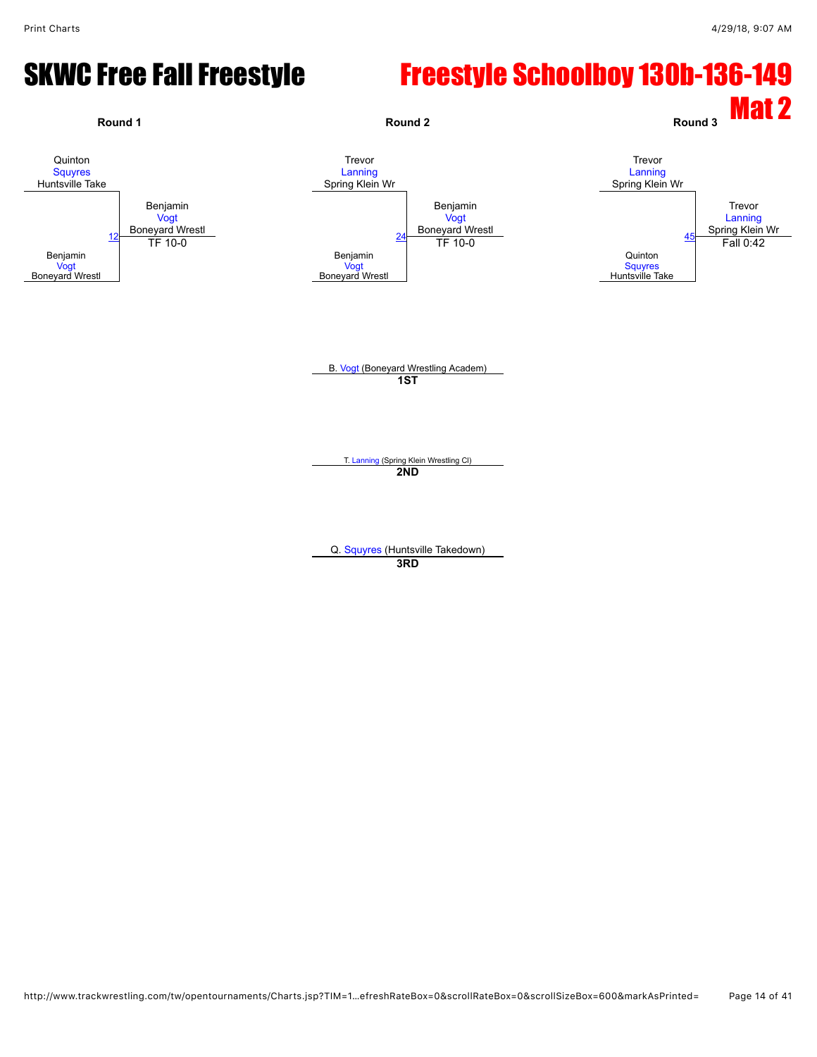# SKWC Free Fall Freestyle

# Freestyle Schoolboy 130b-136-149 Mat 2

**Round 1**

Quinton
Squyres
Huntsville Take

Benjamin
Vogt
Boneyard Wrestl

12

Benjamin
Vogt
Boneyard Wrestl
TF 10-0

**Round 2**

Trevor
Lanning
Spring Klein Wr

Benjamin
Vogt
Boneyard Wrestl

24

Benjamin
Vogt
Boneyard Wrestl
TF 10-0

**Round 3**

Trevor
Lanning
Spring Klein Wr

Quinton
Squyres
Huntsville Take

45

Trevor
Lanning
Spring Klein Wr
Fall 0:42

B. Vogt (Boneyard Wrestling Academ)
**1ST**

T. Lanning (Spring Klein Wrestling Cl)
**2ND**

Q. Squyres (Huntsville Takedown)
**3RD**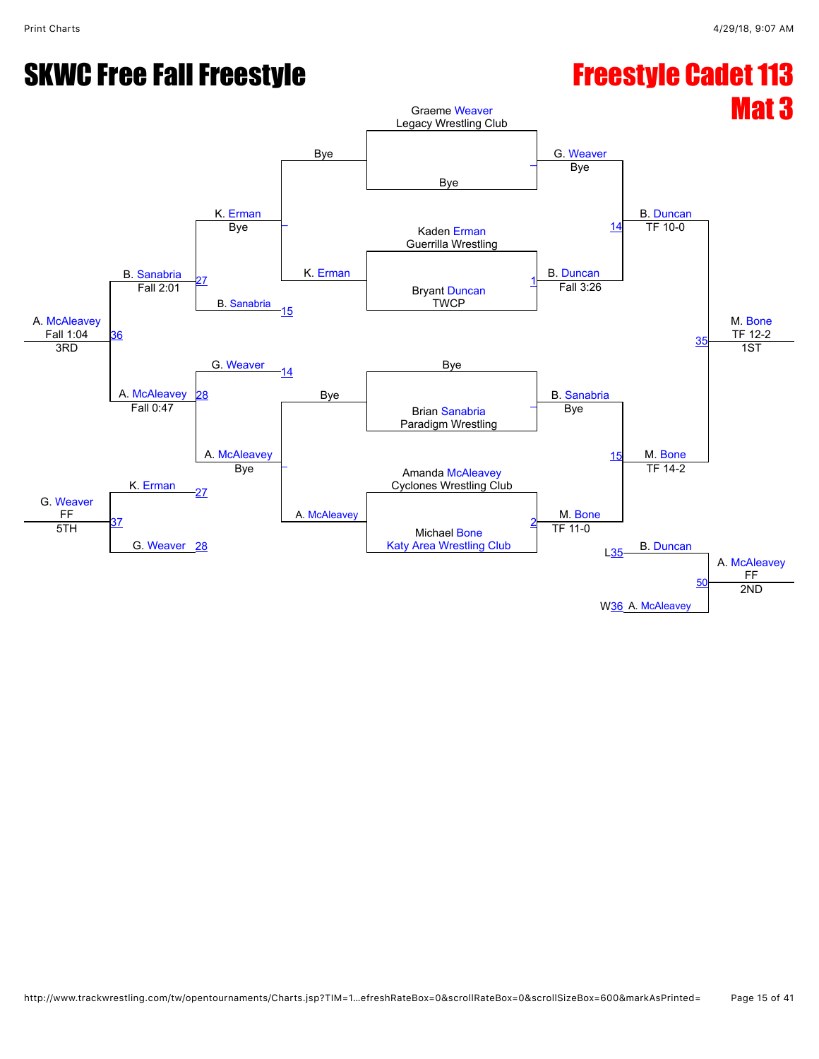# SKWC Free Fall Freestyle

# Freestyle Cadet 113
# Mat 3

**Championship Bracket**

- Graeme Weaver (Legacy Wrestling Club) vs Bye → G. Weaver (Bye)
- Kaden Erman (Guerrilla Wrestling) vs Bryant Duncan (TWCP) — Match 1 → B. Duncan (Fall 3:26)
- Bye vs Brian Sanabria (Paradigm Wrestling) → B. Sanabria (Bye)
- Amanda McAleavey (Cyclones Wrestling Club) vs Michael Bone (Katy Area Wrestling Club) — Match 2 → M. Bone (TF 11-0)
- Match 14: G. Weaver vs B. Duncan → B. Duncan (TF 10-0)
- Match 15: B. Sanabria vs M. Bone → M. Bone (TF 14-2)
- Match 35: B. Duncan vs M. Bone → M. Bone (TF 12-2) — 1ST

**Consolation Bracket**

- Bye vs K. Erman → K. Erman (Bye)
- Bye vs A. McAleavey → A. McAleavey (Bye)
- Match 27: K. Erman vs B. Sanabria (L15) → B. Sanabria (Fall 2:01)
- Match 28: G. Weaver (L14) vs A. McAleavey → A. McAleavey (Fall 0:47)
- Match 36: B. Sanabria vs A. McAleavey → A. McAleavey (Fall 1:04) — 3RD
- Match 37: K. Erman (L27) vs G. Weaver (L28) → G. Weaver (FF) — 5TH

**2nd Place Match**

- Match 50: B. Duncan (L35) vs A. McAleavey (W36) → A. McAleavey (FF) — 2ND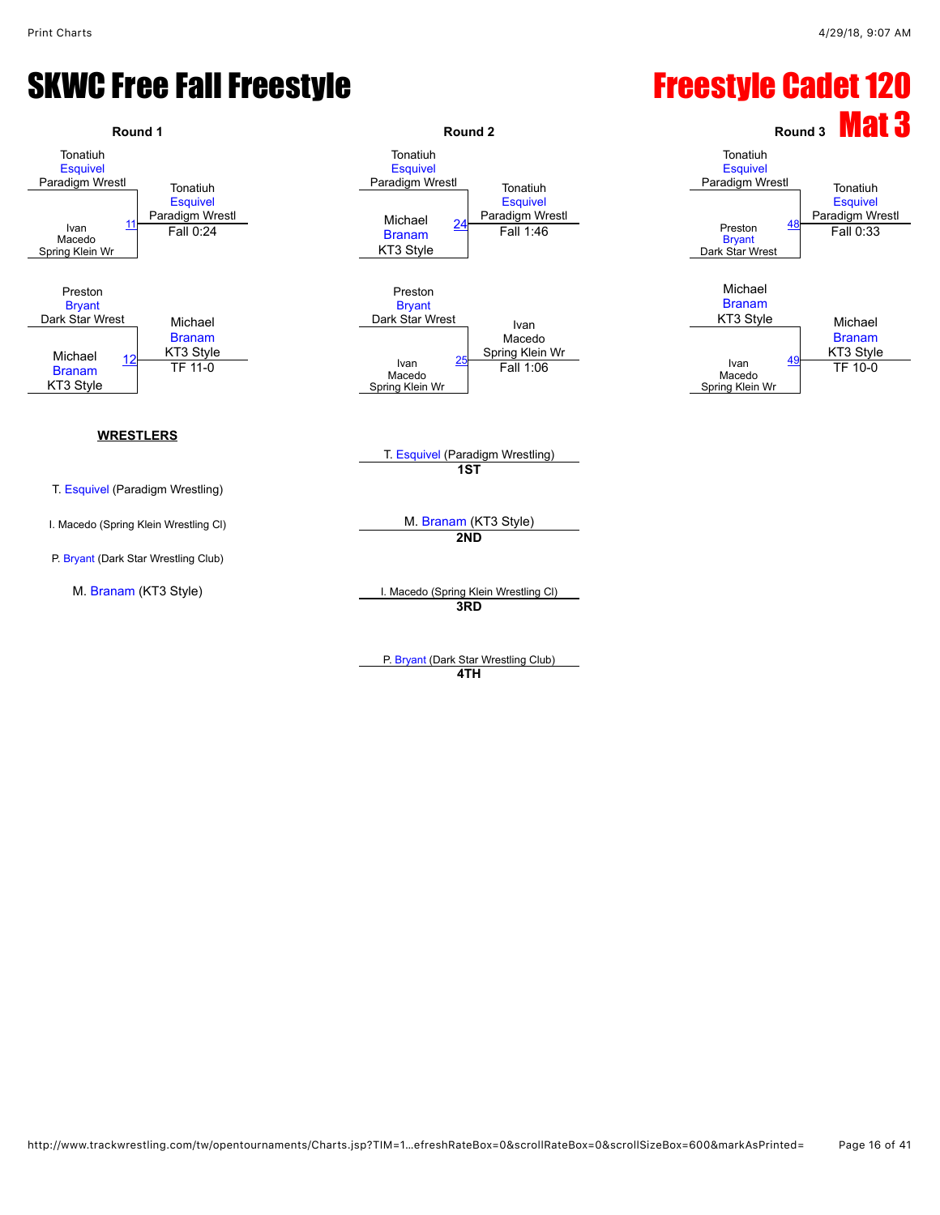# SKWC Free Fall Freestyle

# Freestyle Cadet 120

## Mat 3

### Round 1

| Wrestler | Bout | Winner | Result |
|---|---|---|---|
| Tonatiuh Esquivel (Paradigm Wrestl) vs. Ivan Macedo (Spring Klein Wr) | 11 | Tonatiuh Esquivel (Paradigm Wrestl) | Fall 0:24 |
| Preston Bryant (Dark Star Wrest) vs. Michael Branam (KT3 Style) | 12 | Michael Branam (KT3 Style) | TF 11-0 |

### Round 2

| Wrestler | Bout | Winner | Result |
|---|---|---|---|
| Tonatiuh Esquivel (Paradigm Wrestl) vs. Michael Branam (KT3 Style) | 24 | Tonatiuh Esquivel (Paradigm Wrestl) | Fall 1:46 |
| Preston Bryant (Dark Star Wrest) vs. Ivan Macedo (Spring Klein Wr) | 25 | Ivan Macedo (Spring Klein Wr) | Fall 1:06 |

### Round 3

| Wrestler | Bout | Winner | Result |
|---|---|---|---|
| Tonatiuh Esquivel (Paradigm Wrestl) vs. Preston Bryant (Dark Star Wrest) | 48 | Tonatiuh Esquivel (Paradigm Wrestl) | Fall 0:33 |
| Michael Branam (KT3 Style) vs. Ivan Macedo (Spring Klein Wr) | 49 | Michael Branam (KT3 Style) | TF 10-0 |

**WRESTLERS**

- T. Esquivel (Paradigm Wrestling)
- I. Macedo (Spring Klein Wrestling Cl)
- P. Bryant (Dark Star Wrestling Club)
- M. Branam (KT3 Style)

**Placements**

- **1ST**: T. Esquivel (Paradigm Wrestling)
- **2ND**: M. Branam (KT3 Style)
- **3RD**: I. Macedo (Spring Klein Wrestling Cl)
- **4TH**: P. Bryant (Dark Star Wrestling Club)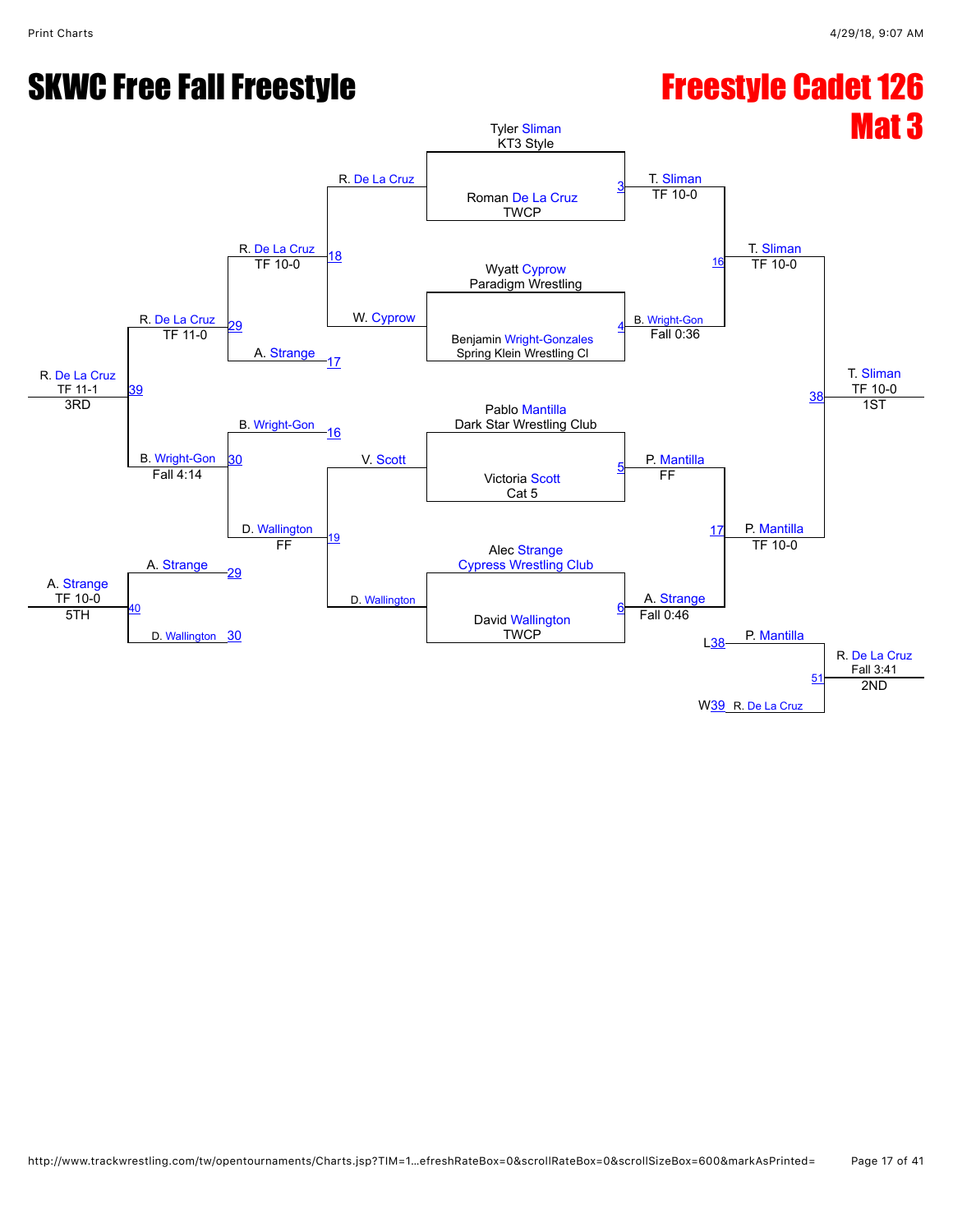# SKWC Free Fall Freestyle

# Freestyle Cadet 126
# Mat 3

## Championship Bracket

**First Round**

- Match 3: Tyler Sliman (KT3 Style) vs Roman De La Cruz (TWCP) — Winner: T. Sliman, TF 10-0
- Match 4: Wyatt Cyprow (Paradigm Wrestling) vs Benjamin Wright-Gonzales (Spring Klein Wrestling Cl) — Winner: B. Wright-Gon, Fall 0:36
- Match 5: Pablo Mantilla (Dark Star Wrestling Club) vs Victoria Scott (Cat 5) — Winner: P. Mantilla, FF
- Match 6: Alec Strange (Cypress Wrestling Club) vs David Wallington (TWCP) — Winner: A. Strange, Fall 0:46

**Semifinals**

- Match 16: T. Sliman vs B. Wright-Gon — Winner: T. Sliman, TF 10-0
- Match 17: P. Mantilla vs A. Strange — Winner: P. Mantilla, TF 10-0

**Final**

- Match 38: T. Sliman vs P. Mantilla — Winner: T. Sliman, TF 10-0 — 1ST

**2nd Place Match**

- Match 51: L38 P. Mantilla vs W39 R. De La Cruz — Winner: R. De La Cruz, Fall 3:41 — 2ND

## Consolation Bracket

- Match 18: R. De La Cruz vs W. Cyprow — Winner: R. De La Cruz, TF 10-0
- Match 19: V. Scott vs D. Wallington — Winner: D. Wallington, FF
- Match 29: R. De La Cruz vs A. Strange (17) — Winner: R. De La Cruz, TF 11-0
- Match 30: B. Wright-Gon (16) vs D. Wallington — Winner: B. Wright-Gon, Fall 4:14
- Match 39: R. De La Cruz vs B. Wright-Gon — Winner: R. De La Cruz, TF 11-1 — 3RD
- Match 40: A. Strange (29) vs D. Wallington (30) — Winner: A. Strange, TF 10-0 — 5TH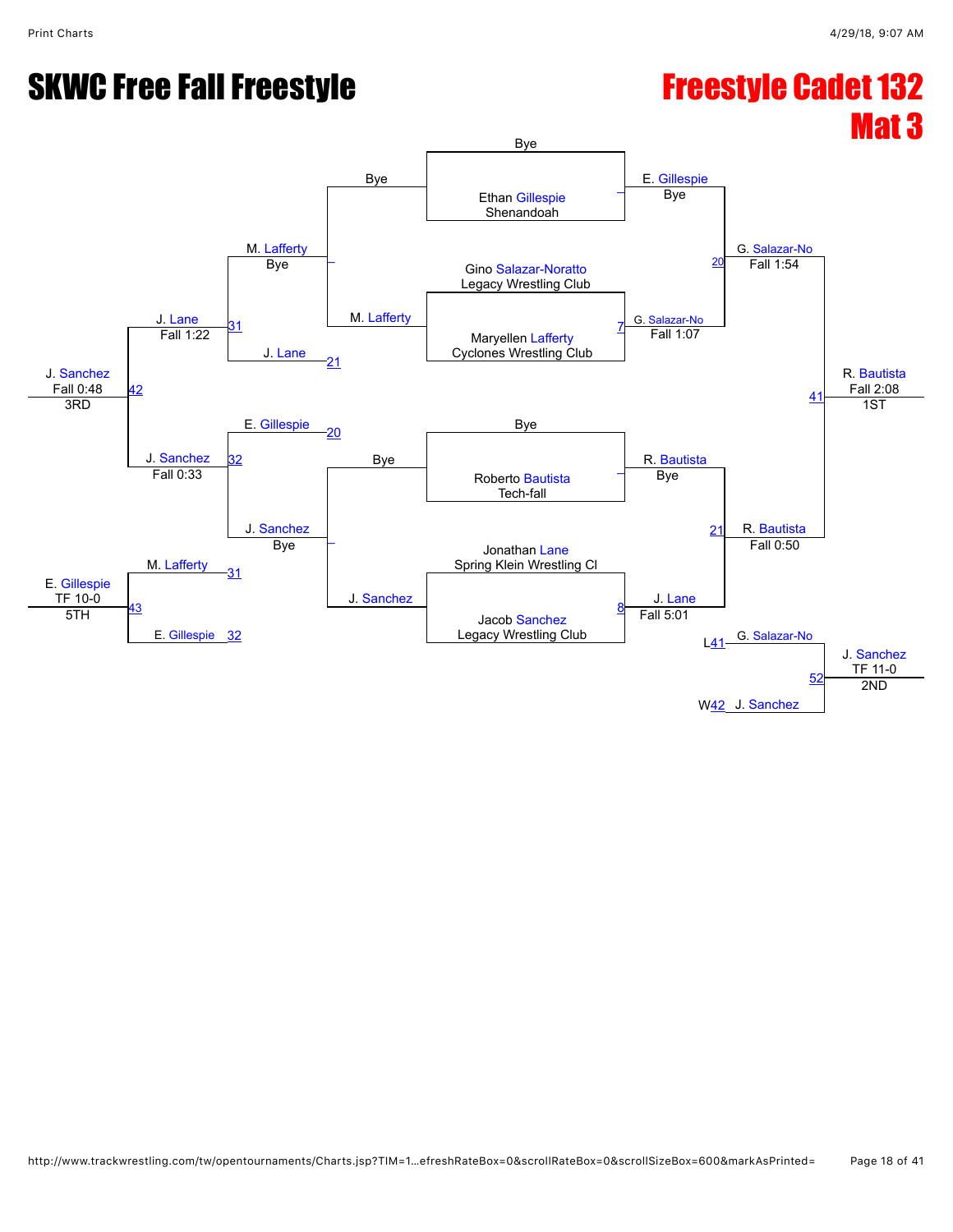# SKWC Free Fall Freestyle

## Freestyle Cadet 132
## Mat 3

### Championship Bracket

**First Round**

- Bye vs. Ethan Gillespie (Shenandoah) → E. Gillespie, Bye
- Gino Salazar-Noratto (Legacy Wrestling Club) vs. Maryellen Lafferty (Cyclones Wrestling Club) — Match 7 → G. Salazar-No, Fall 1:07
- Bye vs. Roberto Bautista (Tech-fall) → R. Bautista, Bye
- Jonathan Lane (Spring Klein Wrestling Cl) vs. Jacob Sanchez (Legacy Wrestling Club) — Match 8 → J. Lane, Fall 5:01

**Semifinals**

- Match 20: E. Gillespie vs. G. Salazar-No → G. Salazar-No, Fall 1:54
- Match 21: R. Bautista vs. J. Lane → R. Bautista, Fall 0:50

**Final**

- Match 41: G. Salazar-No vs. R. Bautista → R. Bautista, Fall 2:08 — 1ST

### Consolation Bracket

**First Round**

- Bye vs. M. Lafferty → M. Lafferty, Bye
- Bye vs. J. Sanchez → J. Sanchez, Bye

**Consolation Round**

- Match 31: M. Lafferty vs. J. Lane (L21) → J. Lane, Fall 1:22
- Match 32: E. Gillespie (L20) vs. J. Sanchez → J. Sanchez, Fall 0:33

**3rd Place**

- Match 42: J. Lane vs. J. Sanchez → J. Sanchez, Fall 0:48 — 3RD

**5th Place**

- Match 43: M. Lafferty (L31) vs. E. Gillespie (L32) → E. Gillespie, TF 10-0 — 5TH

**2nd Place**

- Match 52: G. Salazar-No (L41) vs. J. Sanchez (W42) → J. Sanchez, TF 11-0 — 2ND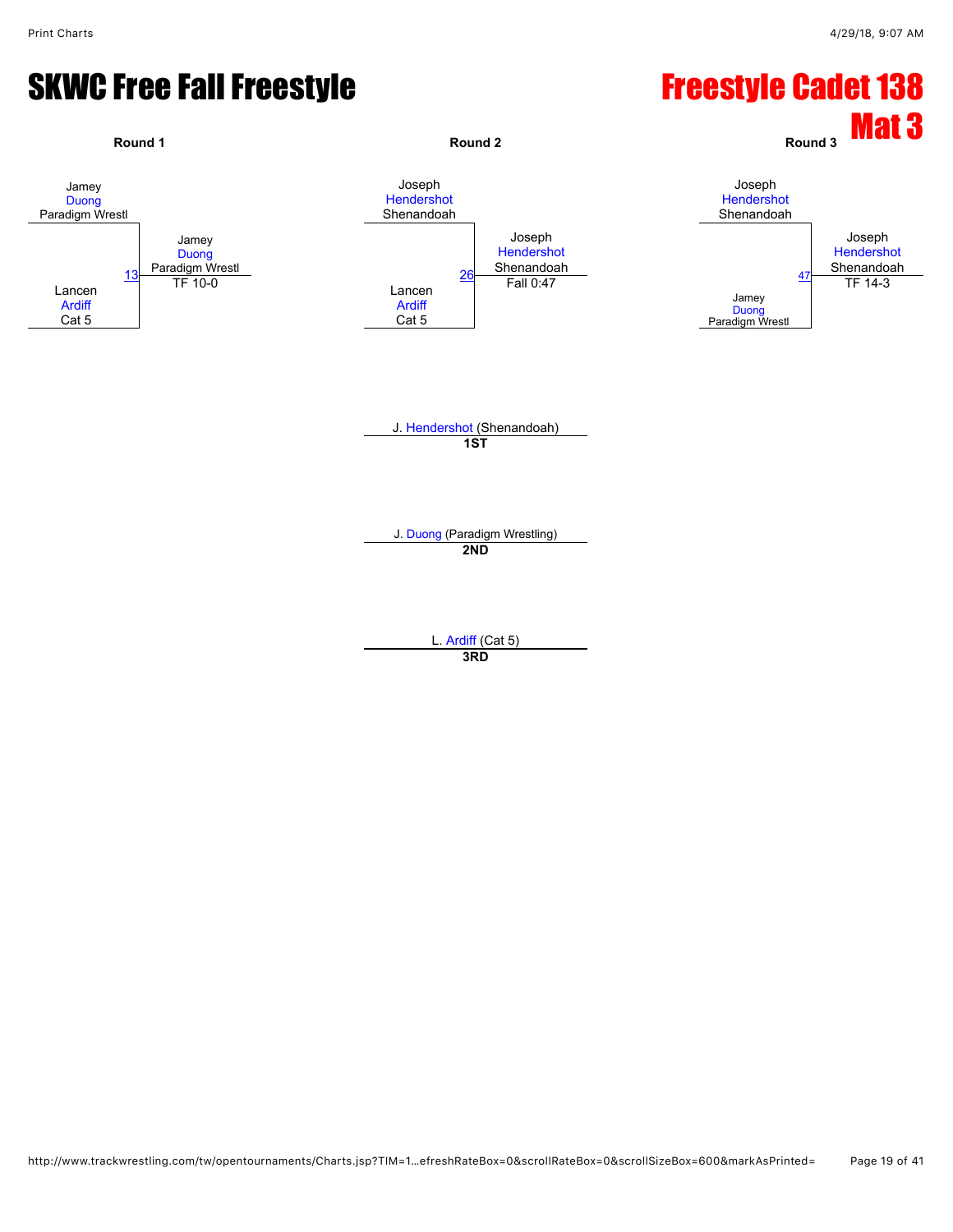# SKWC Free Fall Freestyle

# Freestyle Cadet 138

# Mat 3

**Round 1**

Jamey Duong, Paradigm Wrestl

vs.

Lancen Ardiff, Cat 5

Match 13 — Winner: Jamey Duong, Paradigm Wrestl — TF 10-0

**Round 2**

Joseph Hendershot, Shenandoah

vs.

Lancen Ardiff, Cat 5

Match 26 — Winner: Joseph Hendershot, Shenandoah — Fall 0:47

**Round 3**

Joseph Hendershot, Shenandoah

vs.

Jamey Duong, Paradigm Wrestl

Match 47 — Winner: Joseph Hendershot, Shenandoah — TF 14-3

J. Hendershot (Shenandoah)
**1ST**

J. Duong (Paradigm Wrestling)
**2ND**

L. Ardiff (Cat 5)
**3RD**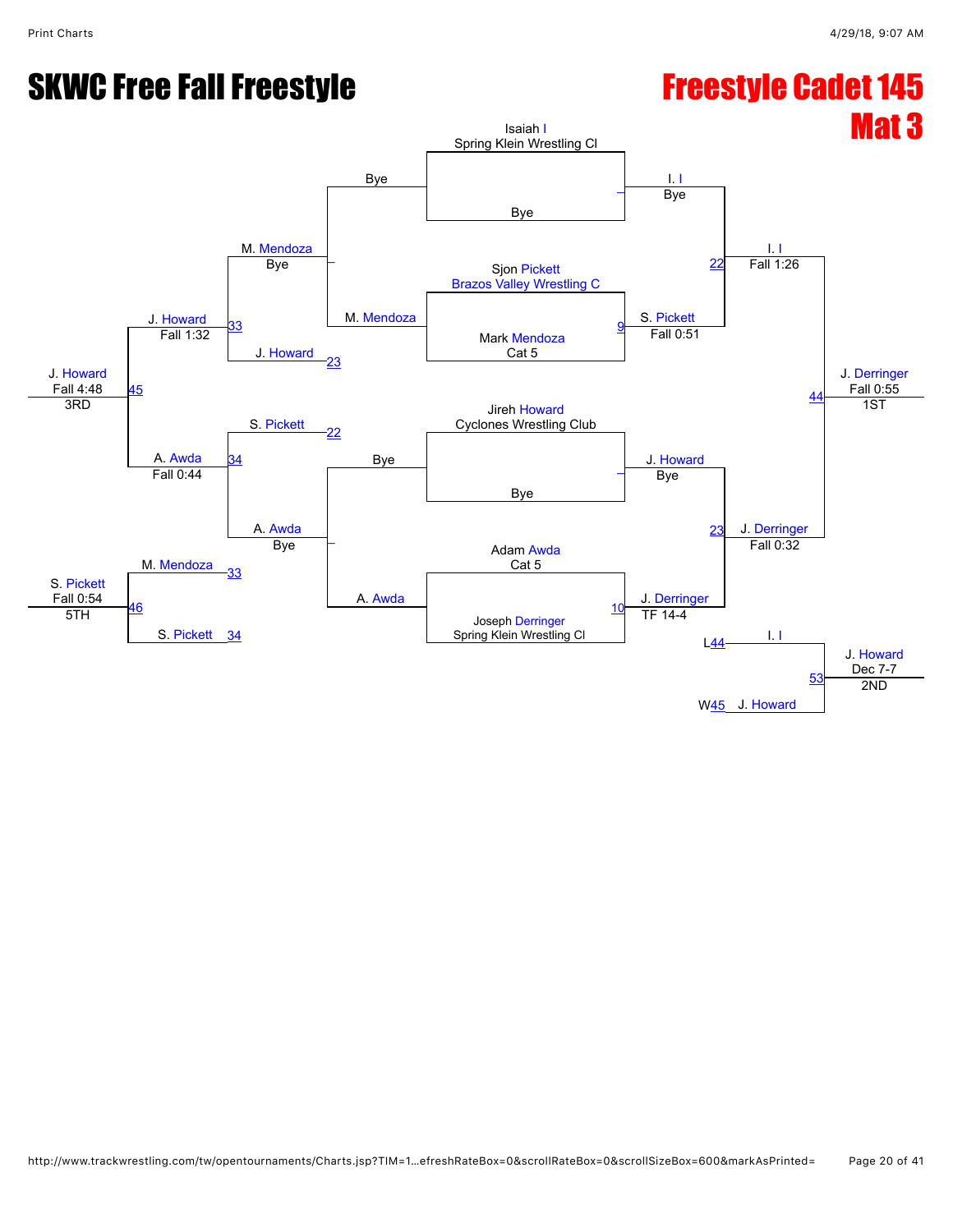# SKWC Free Fall Freestyle

# Freestyle Cadet 145
# Mat 3

## Championship Bracket

**First Round**

- Isaiah I (Spring Klein Wrestling Cl) vs Bye → I. I, Bye
- Sjon Pickett (Brazos Valley Wrestling C) vs Mark Mendoza (Cat 5) — Match 9 → S. Pickett, Fall 0:51
- Jireh Howard (Cyclones Wrestling Club) vs Bye → J. Howard, Bye
- Adam Awda (Cat 5) vs Joseph Derringer (Spring Klein Wrestling Cl) — Match 10 → J. Derringer, TF 14-4

**Semifinals**

- I. I vs S. Pickett — Match 22 → I. I, Fall 1:26
- J. Howard vs J. Derringer — Match 23 → J. Derringer, Fall 0:32

**Final**

- I. I vs J. Derringer — Match 44 → J. Derringer, Fall 0:55 — **1ST**

**2nd Place Match**

- L44 I. I vs W45 J. Howard — Match 53 → J. Howard, Dec 7-7 — **2ND**

## Consolation Bracket

- Bye vs M. Mendoza → M. Mendoza, Bye
- Bye vs A. Awda → A. Awda, Bye
- M. Mendoza vs J. Howard (L23) — Match 33 → J. Howard, Fall 1:32
- S. Pickett (L22) vs A. Awda — Match 34 → A. Awda, Fall 0:44
- J. Howard vs A. Awda — Match 45 → J. Howard, Fall 4:48 — **3RD**
- M. Mendoza (L33) vs S. Pickett (L34) — Match 46 → S. Pickett, Fall 0:54 — **5TH**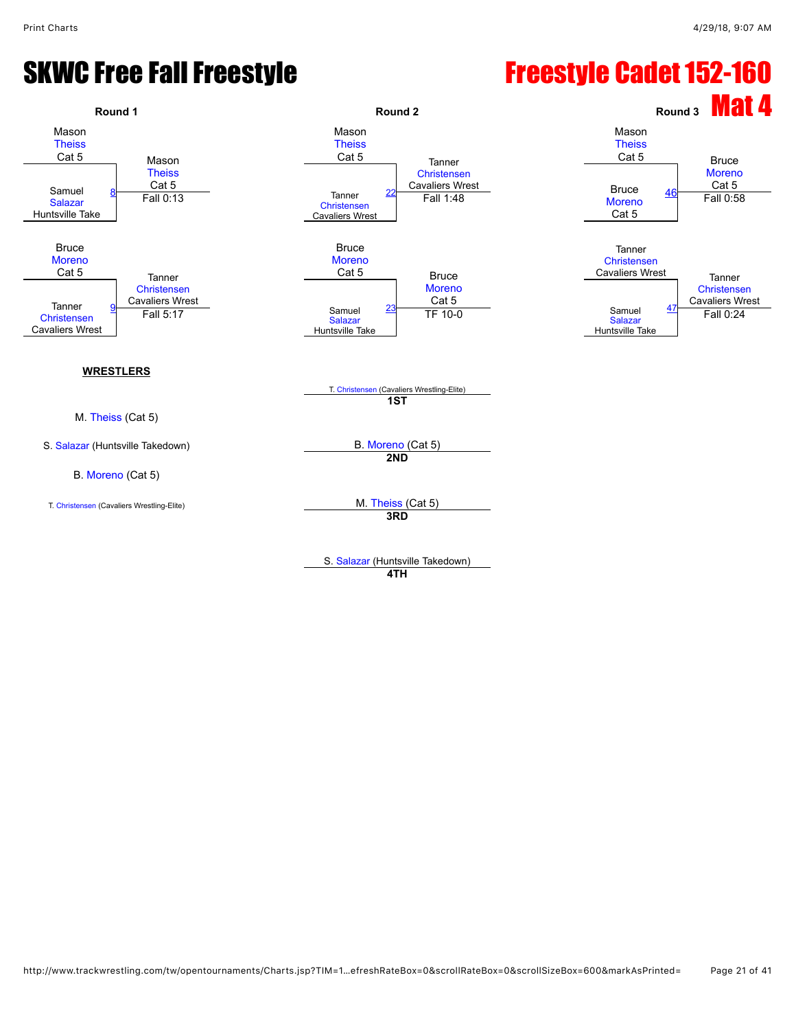# SKWC Free Fall Freestyle

# Freestyle Cadet 152-160

## Mat 4

### Round 1

| Match | Wrestler 1 | Wrestler 2 | Winner | Result |
|---|---|---|---|---|
| 8 | Mason Theiss (Cat 5) | Samuel Salazar (Huntsville Take) | Mason Theiss (Cat 5) | Fall 0:13 |
| 9 | Bruce Moreno (Cat 5) | Tanner Christensen (Cavaliers Wrest) | Tanner Christensen (Cavaliers Wrest) | Fall 5:17 |

### Round 2

| Match | Wrestler 1 | Wrestler 2 | Winner | Result |
|---|---|---|---|---|
| 22 | Mason Theiss (Cat 5) | Tanner Christensen (Cavaliers Wrest) | Tanner Christensen (Cavaliers Wrest) | Fall 1:48 |
| 23 | Bruce Moreno (Cat 5) | Samuel Salazar (Huntsville Take) | Bruce Moreno (Cat 5) | TF 10-0 |

### Round 3

| Match | Wrestler 1 | Wrestler 2 | Winner | Result |
|---|---|---|---|---|
| 46 | Mason Theiss (Cat 5) | Bruce Moreno (Cat 5) | Bruce Moreno (Cat 5) | Fall 0:58 |
| 47 | Tanner Christensen (Cavaliers Wrest) | Samuel Salazar (Huntsville Take) | Tanner Christensen (Cavaliers Wrest) | Fall 0:24 |

**WRESTLERS**

- M. Theiss (Cat 5)
- S. Salazar (Huntsville Takedown)
- B. Moreno (Cat 5)
- T. Christensen (Cavaliers Wrestling-Elite)

**Placings**

- 1ST: T. Christensen (Cavaliers Wrestling-Elite)
- 2ND: B. Moreno (Cat 5)
- 3RD: M. Theiss (Cat 5)
- 4TH: S. Salazar (Huntsville Takedown)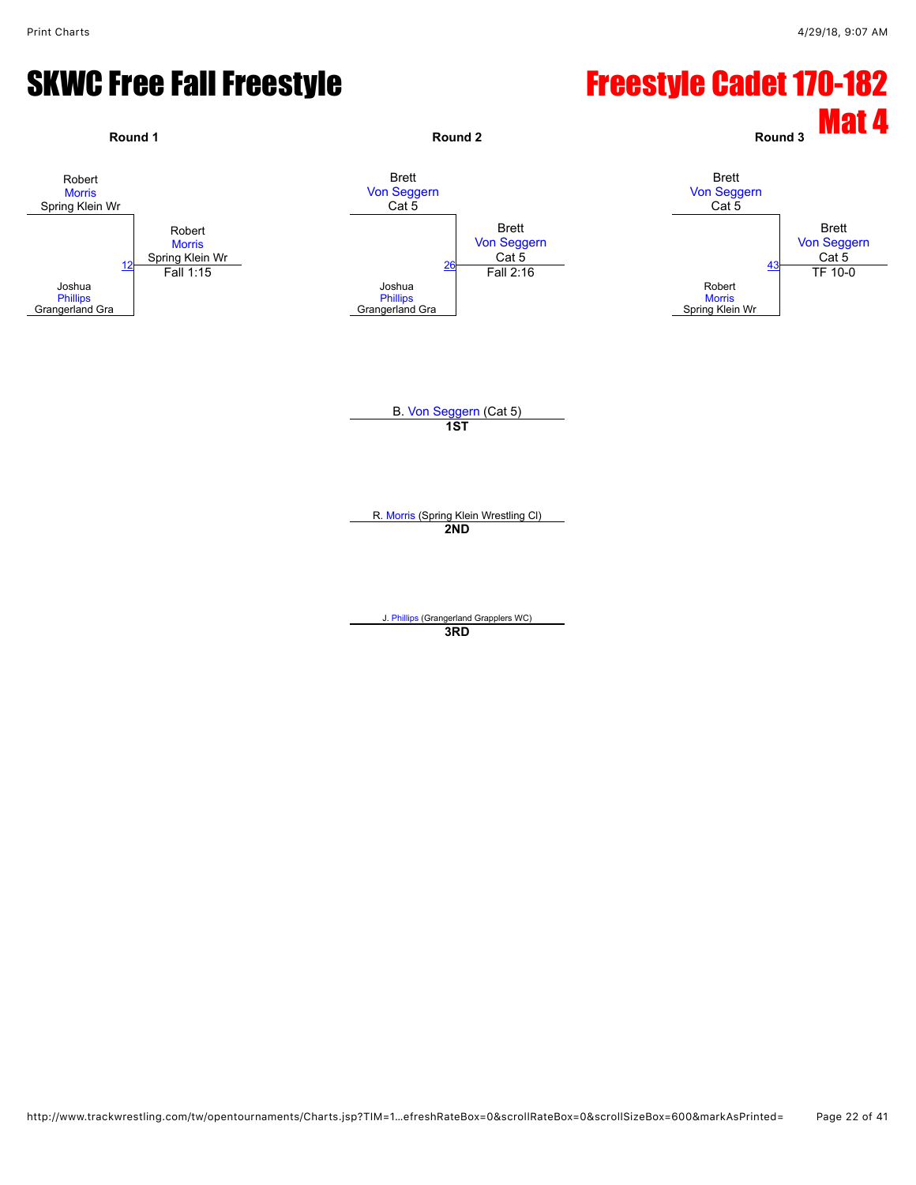# SKWC Free Fall Freestyle

# Freestyle Cadet 170-182

## Mat 4

### Round 1

Robert Morris, Spring Klein Wr
vs.
Joshua Phillips, Grangerland Gra

Bout 12 — Winner: Robert Morris, Spring Klein Wr — Fall 1:15

### Round 2

Brett Von Seggern, Cat 5
vs.
Joshua Phillips, Grangerland Gra

Bout 26 — Winner: Brett Von Seggern, Cat 5 — Fall 2:16

### Round 3

Brett Von Seggern, Cat 5
vs.
Robert Morris, Spring Klein Wr

Bout 43 — Winner: Brett Von Seggern, Cat 5 — TF 10-0

---

B. Von Seggern (Cat 5)
**1ST**

R. Morris (Spring Klein Wrestling Cl)
**2ND**

J. Phillips (Grangerland Grapplers WC)
**3RD**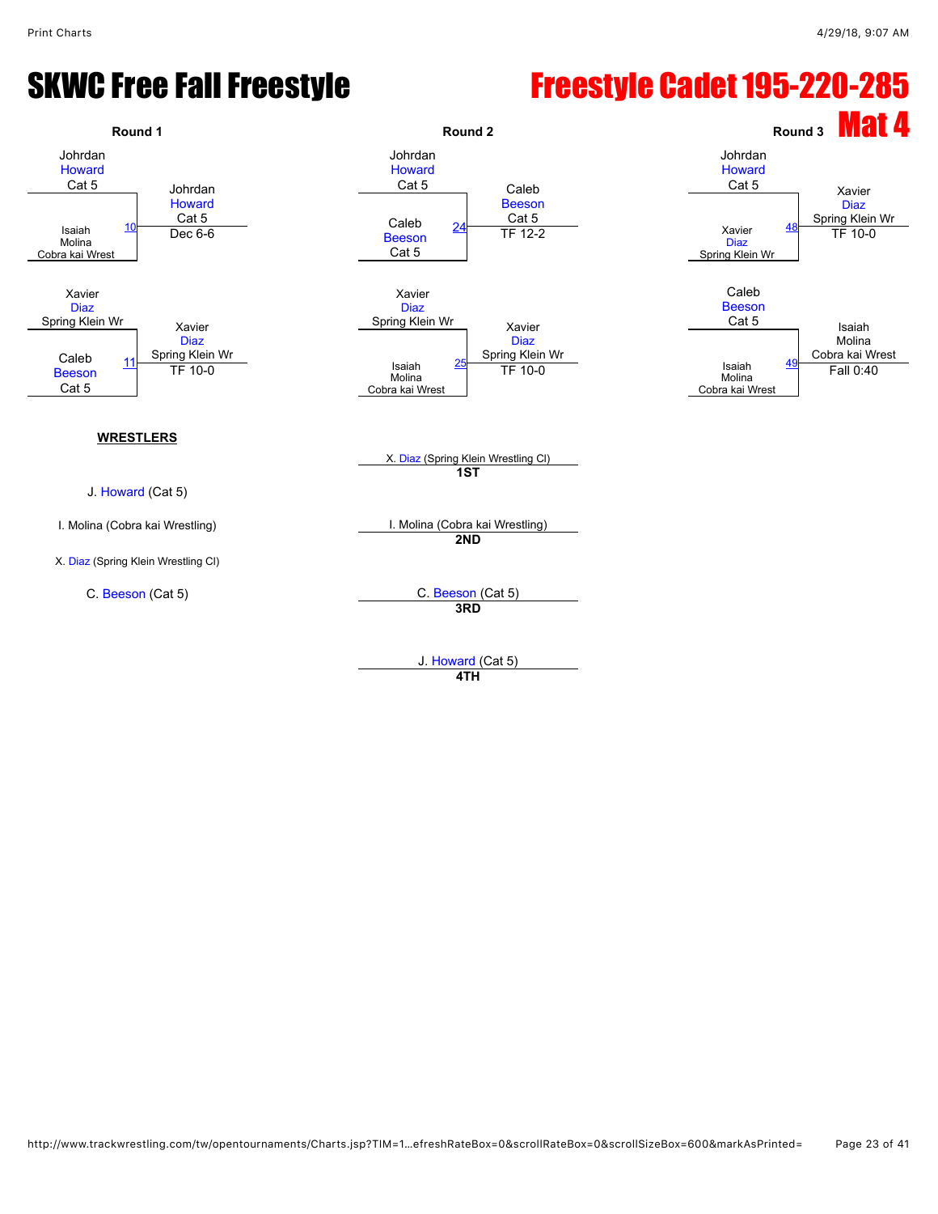# SKWC Free Fall Freestyle

## Freestyle Cadet 195-220-285

## Mat 4

### Round 1

| Wrestler 1 | Wrestler 2 | Bout | Winner | Result |
|---|---|---|---|---|
| Johrdan Howard (Cat 5) | Isaiah Molina (Cobra kai Wrest) | 10 | Johrdan Howard (Cat 5) | Dec 6-6 |
| Xavier Diaz (Spring Klein Wr) | Caleb Beeson (Cat 5) | 11 | Xavier Diaz (Spring Klein Wr) | TF 10-0 |

### Round 2

| Wrestler 1 | Wrestler 2 | Bout | Winner | Result |
|---|---|---|---|---|
| Johrdan Howard (Cat 5) | Caleb Beeson (Cat 5) | 24 | Caleb Beeson (Cat 5) | TF 12-2 |
| Xavier Diaz (Spring Klein Wr) | Isaiah Molina (Cobra kai Wrest) | 25 | Xavier Diaz (Spring Klein Wr) | TF 10-0 |

### Round 3

| Wrestler 1 | Wrestler 2 | Bout | Winner | Result |
|---|---|---|---|---|
| Johrdan Howard (Cat 5) | Xavier Diaz (Spring Klein Wr) | 48 | Xavier Diaz (Spring Klein Wr) | TF 10-0 |
| Caleb Beeson (Cat 5) | Isaiah Molina (Cobra kai Wrest) | 49 | Isaiah Molina (Cobra kai Wrest) | Fall 0:40 |

**WRESTLERS**

- J. Howard (Cat 5)
- I. Molina (Cobra kai Wrestling)
- X. Diaz (Spring Klein Wrestling Cl)
- C. Beeson (Cat 5)

**1ST** X. Diaz (Spring Klein Wrestling Cl)

**2ND** I. Molina (Cobra kai Wrestling)

**3RD** C. Beeson (Cat 5)

**4TH** J. Howard (Cat 5)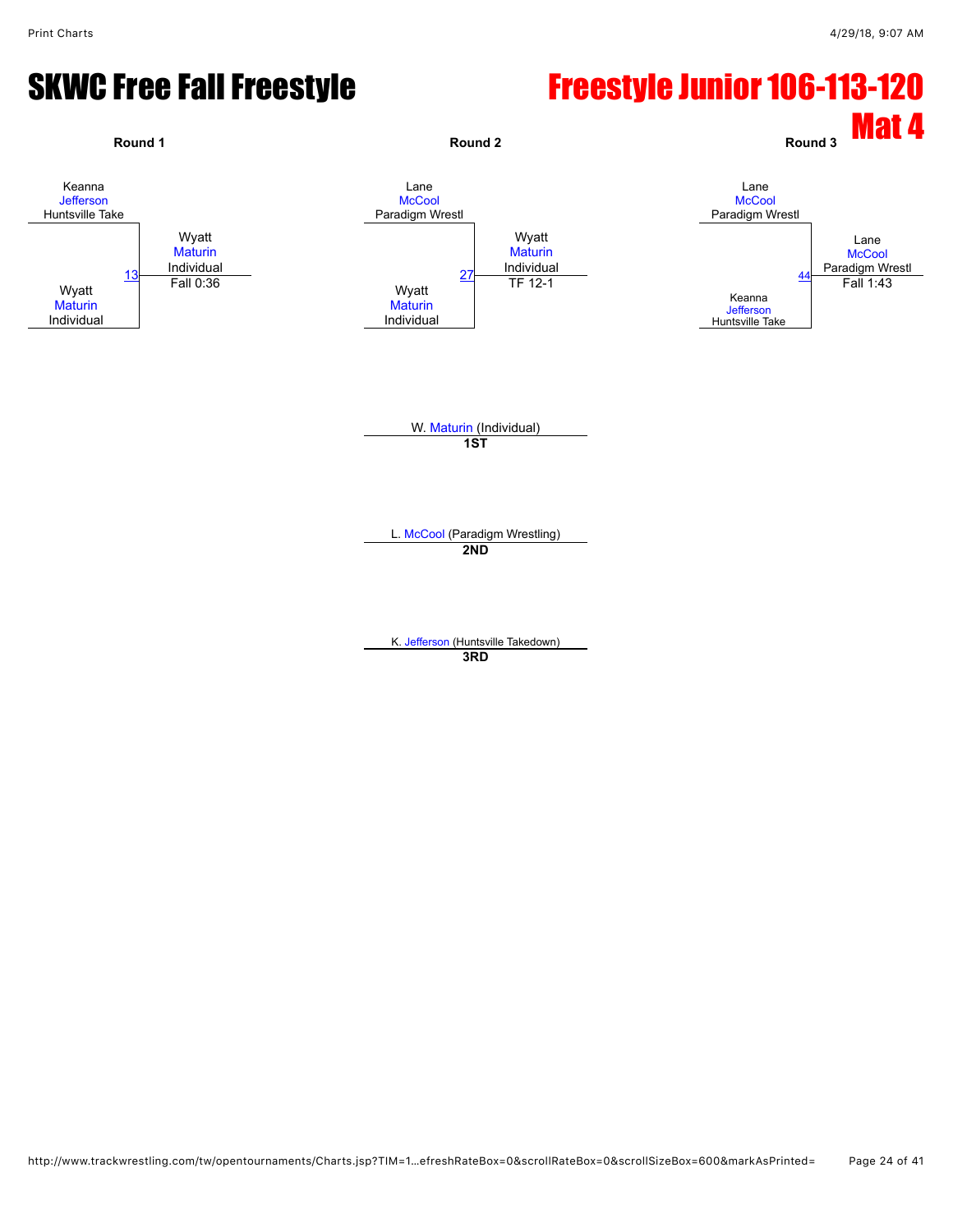# SKWC Free Fall Freestyle

# Freestyle Junior 106-113-120

## Mat 4

**Round 1**

Keanna Jefferson, Huntsville Take
vs.
Wyatt Maturin, Individual

Match 13 — Winner: Wyatt Maturin, Individual — Fall 0:36

**Round 2**

Lane McCool, Paradigm Wrestl
vs.
Wyatt Maturin, Individual

Match 27 — Winner: Wyatt Maturin, Individual — TF 12-1

**Round 3**

Lane McCool, Paradigm Wrestl
vs.
Keanna Jefferson, Huntsville Take

Match 44 — Winner: Lane McCool, Paradigm Wrestl — Fall 1:43

W. Maturin (Individual)
**1ST**

L. McCool (Paradigm Wrestling)
**2ND**

K. Jefferson (Huntsville Takedown)
**3RD**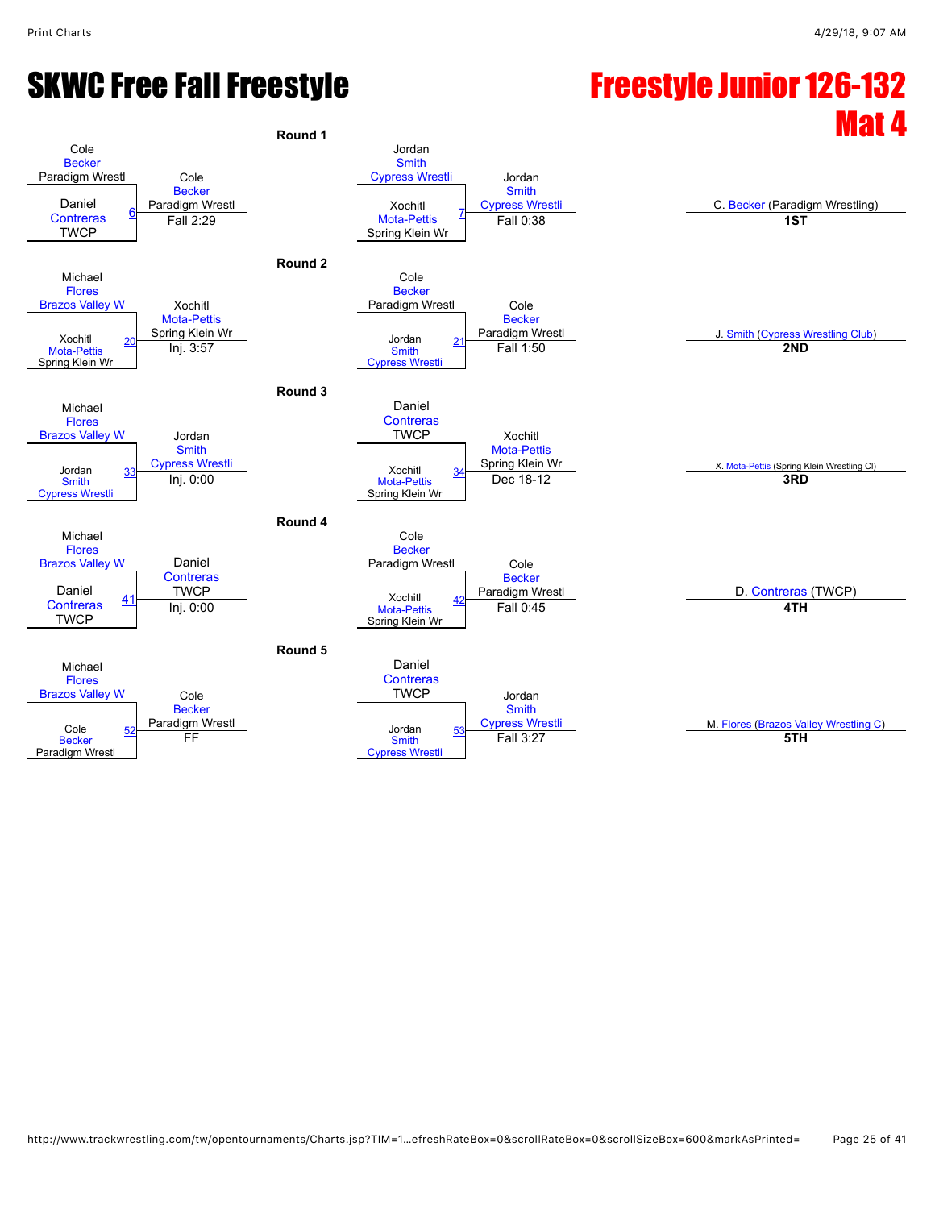# SKWC Free Fall Freestyle

# Freestyle Junior 126-132 Mat 4

## Round 1

| Wrestler 1 | Wrestler 2 | Bout | Winner | Result |
|---|---|---|---|---|
| Cole Becker (Paradigm Wrestl) | Daniel Contreras (TWCP) | 6 | Cole Becker (Paradigm Wrestl) | Fall 2:29 |
| Jordan Smith (Cypress Wrestli) | Xochitl Mota-Pettis (Spring Klein Wr) | 7 | Jordan Smith (Cypress Wrestli) | Fall 0:38 |

## Round 2

| Wrestler 1 | Wrestler 2 | Bout | Winner | Result |
|---|---|---|---|---|
| Michael Flores (Brazos Valley W) | Xochitl Mota-Pettis (Spring Klein Wr) | 20 | Xochitl Mota-Pettis (Spring Klein Wr) | Inj. 3:57 |
| Cole Becker (Paradigm Wrestl) | Jordan Smith (Cypress Wrestli) | 21 | Cole Becker (Paradigm Wrestl) | Fall 1:50 |

## Round 3

| Wrestler 1 | Wrestler 2 | Bout | Winner | Result |
|---|---|---|---|---|
| Michael Flores (Brazos Valley W) | Jordan Smith (Cypress Wrestli) | 33 | Jordan Smith (Cypress Wrestli) | Inj. 0:00 |
| Daniel Contreras (TWCP) | Xochitl Mota-Pettis (Spring Klein Wr) | 34 | Xochitl Mota-Pettis (Spring Klein Wr) | Dec 18-12 |

## Round 4

| Wrestler 1 | Wrestler 2 | Bout | Winner | Result |
|---|---|---|---|---|
| Michael Flores (Brazos Valley W) | Daniel Contreras (TWCP) | 41 | Daniel Contreras (TWCP) | Inj. 0:00 |
| Cole Becker (Paradigm Wrestl) | Xochitl Mota-Pettis (Spring Klein Wr) | 42 | Cole Becker (Paradigm Wrestl) | Fall 0:45 |

## Round 5

| Wrestler 1 | Wrestler 2 | Bout | Winner | Result |
|---|---|---|---|---|
| Michael Flores (Brazos Valley W) | Cole Becker (Paradigm Wrestl) | 52 | Cole Becker (Paradigm Wrestl) | FF |
| Daniel Contreras (TWCP) | Jordan Smith (Cypress Wrestli) | 53 | Jordan Smith (Cypress Wrestli) | Fall 3:27 |

## Placements

| Place | Wrestler |
|---|---|
| 1ST | C. Becker (Paradigm Wrestling) |
| 2ND | J. Smith (Cypress Wrestling Club) |
| 3RD | X. Mota-Pettis (Spring Klein Wrestling Cl) |
| 4TH | D. Contreras (TWCP) |
| 5TH | M. Flores (Brazos Valley Wrestling C) |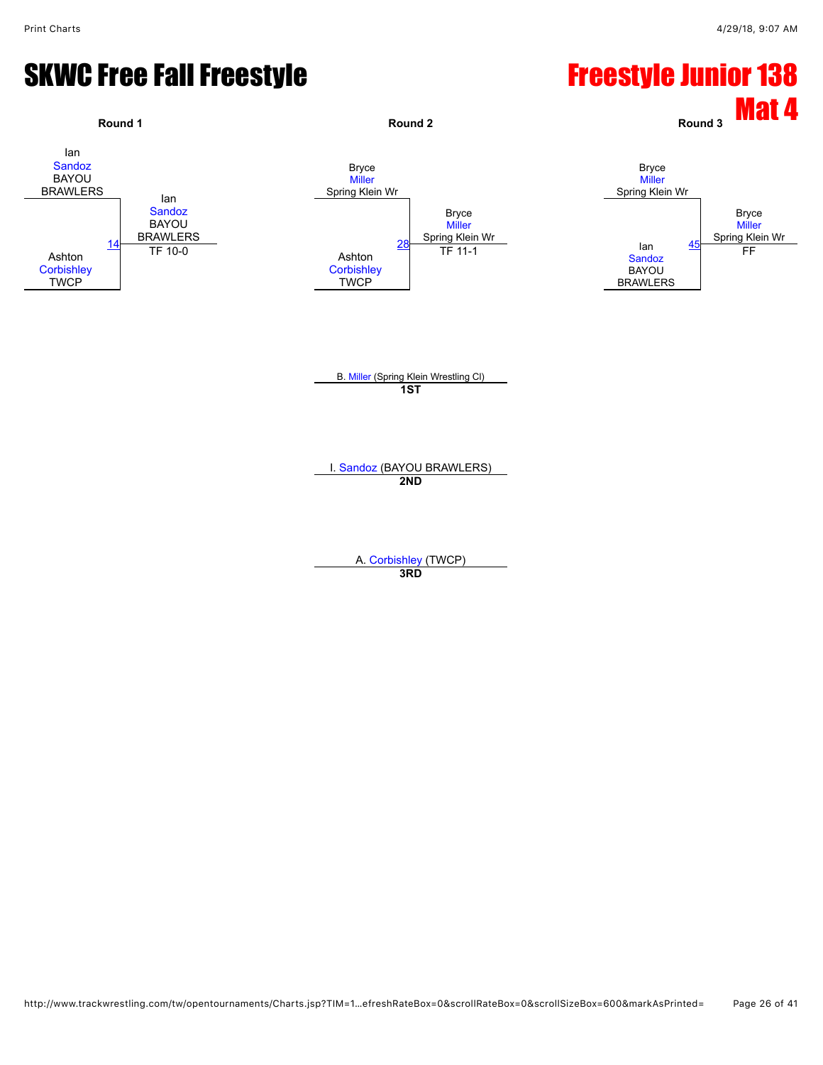# SKWC Free Fall Freestyle

# Freestyle Junior 138

## Mat 4

### Round 1

Ian Sandoz BAYOU BRAWLERS

14

Ashton Corbishley TWCP

Winner: Ian Sandoz BAYOU BRAWLERS — TF 10-0

### Round 2

Bryce Miller Spring Klein Wr

28

Ashton Corbishley TWCP

Winner: Bryce Miller Spring Klein Wr — TF 11-1

### Round 3

Bryce Miller Spring Klein Wr

45

Ian Sandoz BAYOU BRAWLERS

Winner: Bryce Miller Spring Klein Wr — FF

---

B. Miller (Spring Klein Wrestling Cl)
**1ST**

I. Sandoz (BAYOU BRAWLERS)
**2ND**

A. Corbishley (TWCP)
**3RD**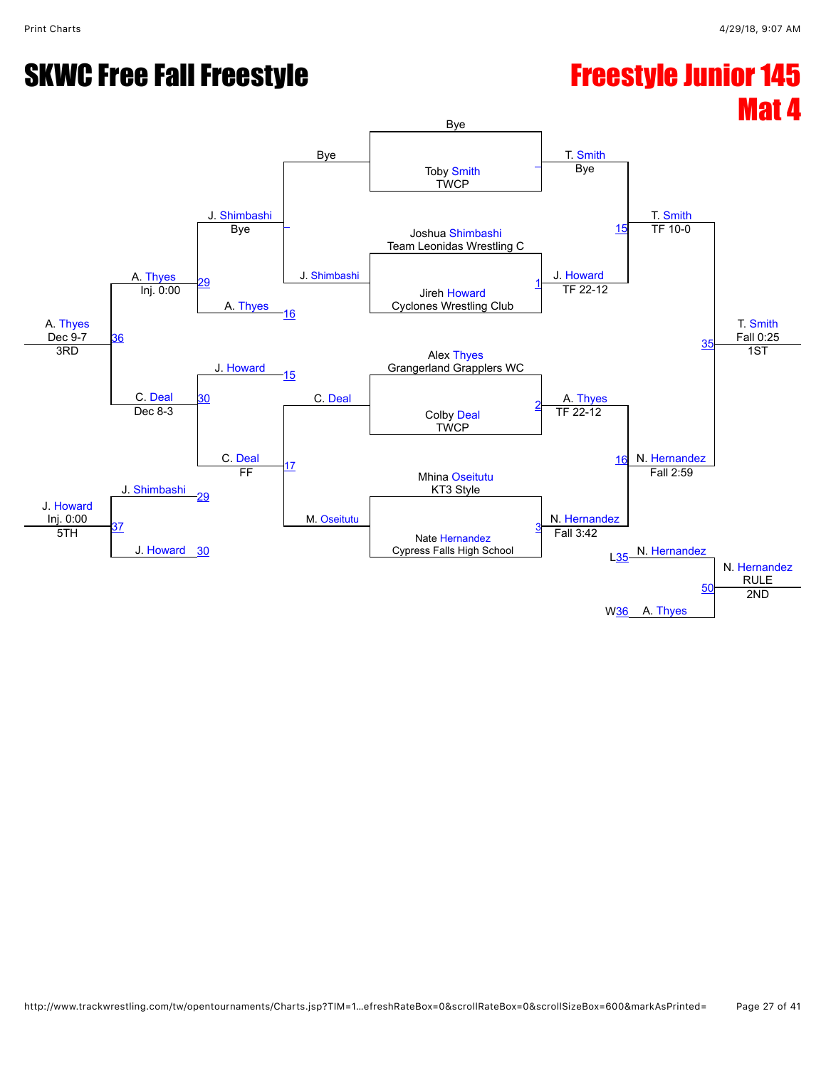# SKWC Free Fall Freestyle

# Freestyle Junior 145
# Mat 4

## Championship Bracket

**Round 1**

| Match | Wrestler | Team | Winner | Result |
|---|---|---|---|---|
| – | Bye | | T. Smith | Bye |
| | Toby Smith | TWCP | | |
| 1 | Joshua Shimbashi | Team Leonidas Wrestling C | J. Howard | TF 22-12 |
| | Jireh Howard | Cyclones Wrestling Club | | |
| 2 | Alex Thyes | Grangerland Grapplers WC | A. Thyes | TF 22-12 |
| | Colby Deal | TWCP | | |
| 3 | Mhina Oseitutu | KT3 Style | N. Hernandez | Fall 3:42 |
| | Nate Hernandez | Cypress Falls High School | | |

**Semifinals**

| Match | Wrestlers | Winner | Result |
|---|---|---|---|
| 15 | T. Smith vs. J. Howard | T. Smith | TF 10-0 |
| 16 | A. Thyes vs. N. Hernandez | N. Hernandez | Fall 2:59 |

**Final**

| Match | Wrestlers | Winner | Result | Place |
|---|---|---|---|---|
| 35 | T. Smith vs. N. Hernandez | T. Smith | Fall 0:25 | 1ST |

## Consolation Bracket

| Match | Wrestlers | Winner | Result |
|---|---|---|---|
| – | Bye vs. J. Shimbashi | J. Shimbashi | Bye |
| 17 | C. Deal vs. M. Oseitutu | C. Deal | FF |
| 29 | J. Shimbashi vs. A. Thyes (L16) | A. Thyes | Inj. 0:00 |
| 30 | J. Howard (L15) vs. C. Deal | C. Deal | Dec 8-3 |
| 36 | A. Thyes vs. C. Deal | A. Thyes | Dec 9-7 (3RD) |
| 37 | J. Shimbashi (L29) vs. J. Howard (L30) | J. Howard | Inj. 0:00 (5TH) |
| 50 | N. Hernandez (L35) vs. A. Thyes (W36) | N. Hernandez | RULE (2ND) |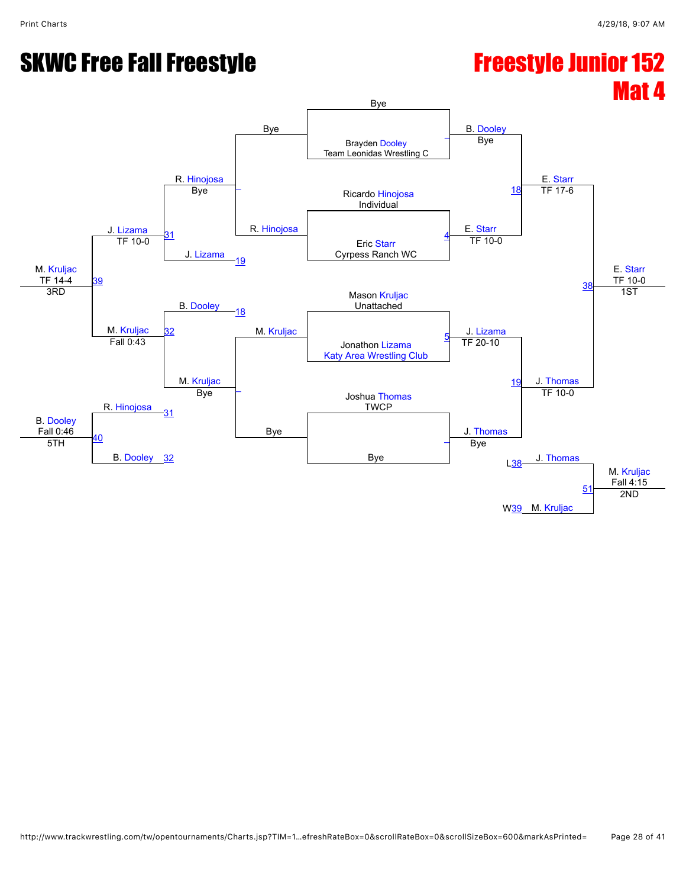# SKWC Free Fall Freestyle

# Freestyle Junior 152
## Mat 4

### Championship Bracket

**Round 1**

- Bye vs. Brayden Dooley (Team Leonidas Wrestling C) — B. Dooley, Bye
- Ricardo Hinojosa (Individual) vs. Eric Starr (Cyrpess Ranch WC) — Match 4: E. Starr, TF 10-0
- Mason Kruljac (Unattached) vs. Jonathon Lizama (Katy Area Wrestling Club) — Match 5: J. Lizama, TF 20-10
- Joshua Thomas (TWCP) vs. Bye — J. Thomas, Bye

**Semifinals**

- Match 18: B. Dooley vs. E. Starr — E. Starr, TF 17-6
- Match 19: J. Lizama vs. J. Thomas — J. Thomas, TF 10-0

**Final**

- Match 38: E. Starr vs. J. Thomas — E. Starr, TF 10-0 — **1ST**

### Consolation Bracket

- Bye vs. R. Hinojosa — R. Hinojosa, Bye
- M. Kruljac vs. Bye — M. Kruljac, Bye
- L18: B. Dooley
- L19: J. Lizama
- Match 31: R. Hinojosa vs. J. Lizama — J. Lizama, TF 10-0
- Match 32: B. Dooley vs. M. Kruljac — M. Kruljac, Fall 0:43
- Match 39: J. Lizama vs. M. Kruljac — M. Kruljac, TF 14-4 — **3RD**
- Match 40: R. Hinojosa (L31) vs. B. Dooley (L32) — B. Dooley, Fall 0:46 — **5TH**
- Match 51: J. Thomas (L38) vs. M. Kruljac (W39) — M. Kruljac, Fall 4:15 — **2ND**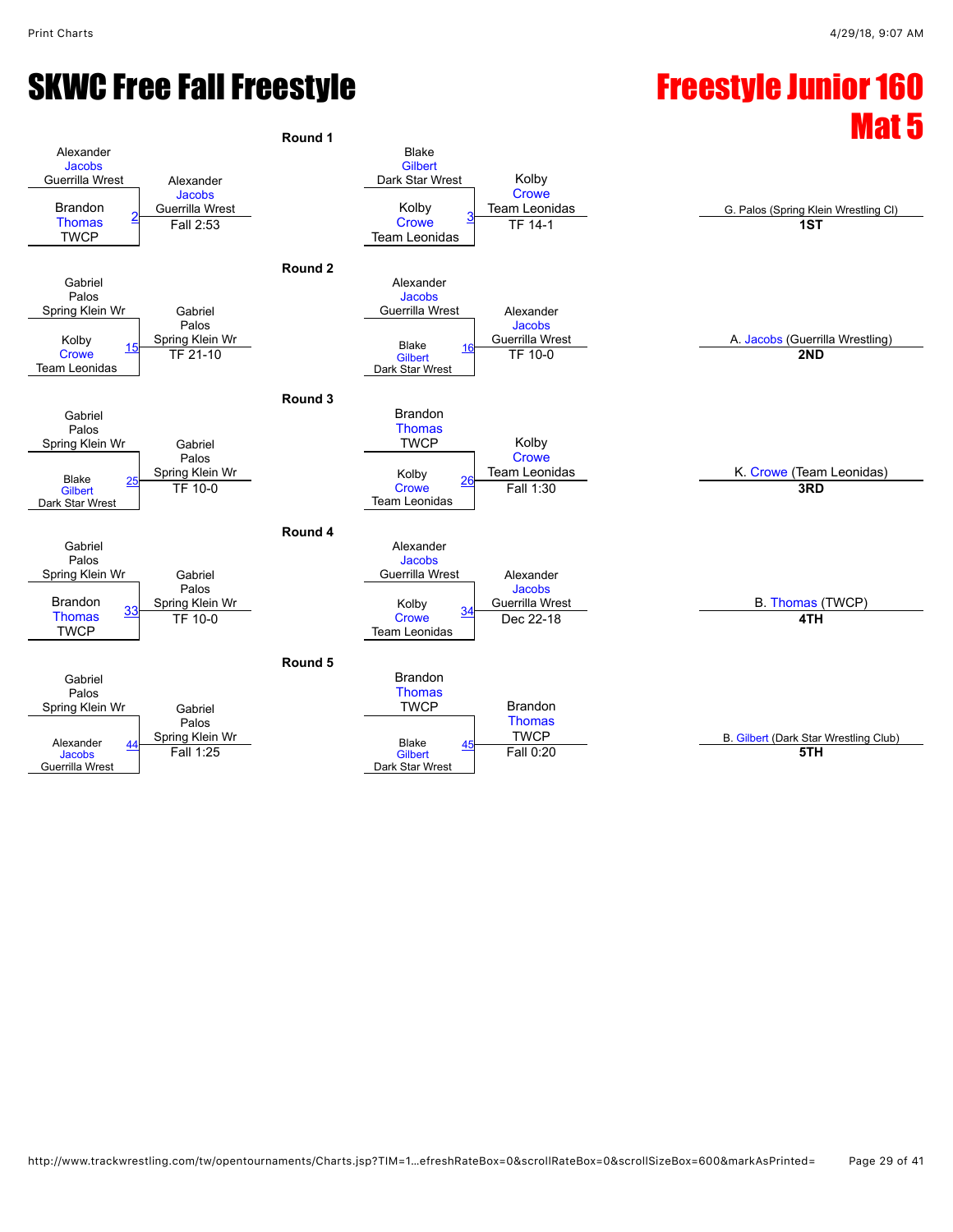# SKWC Free Fall Freestyle

# Freestyle Junior 160
# Mat 5

## Round 1

| Wrestler 1 | Wrestler 2 | Bout | Winner | Result |
|---|---|---|---|---|
| Alexander Jacobs (Guerrilla Wrest) | Brandon Thomas (TWCP) | 2 | Alexander Jacobs (Guerrilla Wrest) | Fall 2:53 |
| Blake Gilbert (Dark Star Wrest) | Kolby Crowe (Team Leonidas) | 3 | Kolby Crowe (Team Leonidas) | TF 14-1 |

## Round 2

| Wrestler 1 | Wrestler 2 | Bout | Winner | Result |
|---|---|---|---|---|
| Gabriel Palos (Spring Klein Wr) | Kolby Crowe (Team Leonidas) | 15 | Gabriel Palos (Spring Klein Wr) | TF 21-10 |
| Alexander Jacobs (Guerrilla Wrest) | Blake Gilbert (Dark Star Wrest) | 16 | Alexander Jacobs (Guerrilla Wrest) | TF 10-0 |

## Round 3

| Wrestler 1 | Wrestler 2 | Bout | Winner | Result |
|---|---|---|---|---|
| Gabriel Palos (Spring Klein Wr) | Blake Gilbert (Dark Star Wrest) | 25 | Gabriel Palos (Spring Klein Wr) | TF 10-0 |
| Brandon Thomas (TWCP) | Kolby Crowe (Team Leonidas) | 26 | Kolby Crowe (Team Leonidas) | Fall 1:30 |

## Round 4

| Wrestler 1 | Wrestler 2 | Bout | Winner | Result |
|---|---|---|---|---|
| Gabriel Palos (Spring Klein Wr) | Brandon Thomas (TWCP) | 33 | Gabriel Palos (Spring Klein Wr) | TF 10-0 |
| Alexander Jacobs (Guerrilla Wrest) | Kolby Crowe (Team Leonidas) | 34 | Alexander Jacobs (Guerrilla Wrest) | Dec 22-18 |

## Round 5

| Wrestler 1 | Wrestler 2 | Bout | Winner | Result |
|---|---|---|---|---|
| Gabriel Palos (Spring Klein Wr) | Alexander Jacobs (Guerrilla Wrest) | 44 | Gabriel Palos (Spring Klein Wr) | Fall 1:25 |
| Brandon Thomas (TWCP) | Blake Gilbert (Dark Star Wrest) | 45 | Brandon Thomas (TWCP) | Fall 0:20 |

## Placements

| Place | Wrestler |
|---|---|
| 1ST | G. Palos (Spring Klein Wrestling Cl) |
| 2ND | A. Jacobs (Guerrilla Wrestling) |
| 3RD | K. Crowe (Team Leonidas) |
| 4TH | B. Thomas (TWCP) |
| 5TH | B. Gilbert (Dark Star Wrestling Club) |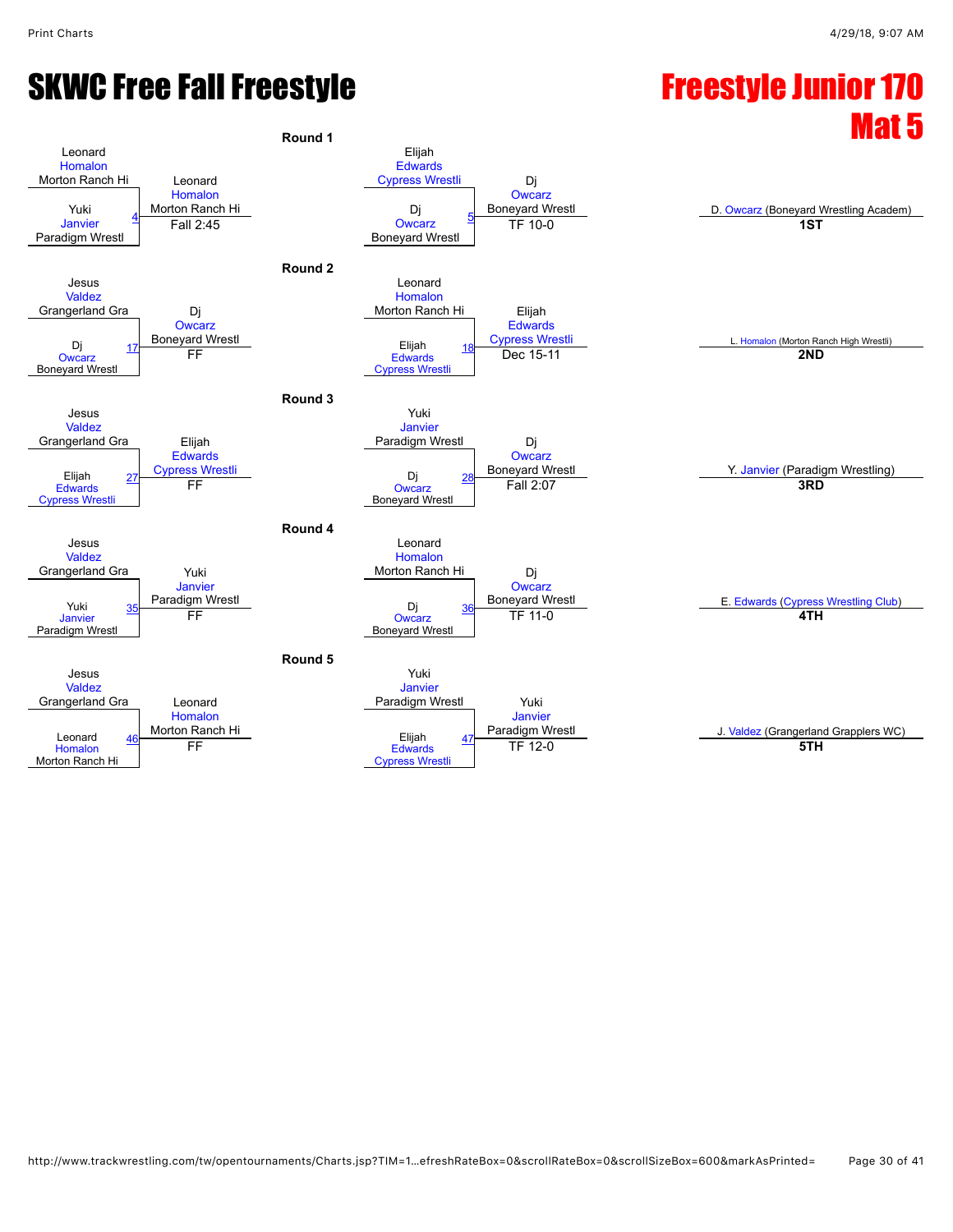# SKWC Free Fall Freestyle

# Freestyle Junior 170 Mat 5

## Round 1

| Match | Wrestler 1 | Wrestler 2 | Winner | Result |
|---|---|---|---|---|
| 4 | Leonard Homalon, Morton Ranch Hi | Yuki Janvier, Paradigm Wrestl | Leonard Homalon, Morton Ranch Hi | Fall 2:45 |
| 5 | Elijah Edwards, Cypress Wrestli | Dj Owcarz, Boneyard Wrestl | Dj Owcarz, Boneyard Wrestl | TF 10-0 |

## Round 2

| Match | Wrestler 1 | Wrestler 2 | Winner | Result |
|---|---|---|---|---|
| 17 | Jesus Valdez, Grangerland Gra | Dj Owcarz, Boneyard Wrestl | Dj Owcarz, Boneyard Wrestl | FF |
| 18 | Leonard Homalon, Morton Ranch Hi | Elijah Edwards, Cypress Wrestli | Elijah Edwards, Cypress Wrestli | Dec 15-11 |

## Round 3

| Match | Wrestler 1 | Wrestler 2 | Winner | Result |
|---|---|---|---|---|
| 27 | Jesus Valdez, Grangerland Gra | Elijah Edwards, Cypress Wrestli | Elijah Edwards, Cypress Wrestli | FF |
| 28 | Yuki Janvier, Paradigm Wrestl | Dj Owcarz, Boneyard Wrestl | Dj Owcarz, Boneyard Wrestl | Fall 2:07 |

## Round 4

| Match | Wrestler 1 | Wrestler 2 | Winner | Result |
|---|---|---|---|---|
| 35 | Jesus Valdez, Grangerland Gra | Yuki Janvier, Paradigm Wrestl | Yuki Janvier, Paradigm Wrestl | FF |
| 36 | Leonard Homalon, Morton Ranch Hi | Dj Owcarz, Boneyard Wrestl | Dj Owcarz, Boneyard Wrestl | TF 11-0 |

## Round 5

| Match | Wrestler 1 | Wrestler 2 | Winner | Result |
|---|---|---|---|---|
| 46 | Jesus Valdez, Grangerland Gra | Leonard Homalon, Morton Ranch Hi | Leonard Homalon, Morton Ranch Hi | FF |
| 47 | Yuki Janvier, Paradigm Wrestl | Elijah Edwards, Cypress Wrestli | Yuki Janvier, Paradigm Wrestl | TF 12-0 |

## Placings

| Place | Wrestler |
|---|---|
| 1ST | D. Owcarz (Boneyard Wrestling Academ) |
| 2ND | L. Homalon (Morton Ranch High Wrestli) |
| 3RD | Y. Janvier (Paradigm Wrestling) |
| 4TH | E. Edwards (Cypress Wrestling Club) |
| 5TH | J. Valdez (Grangerland Grapplers WC) |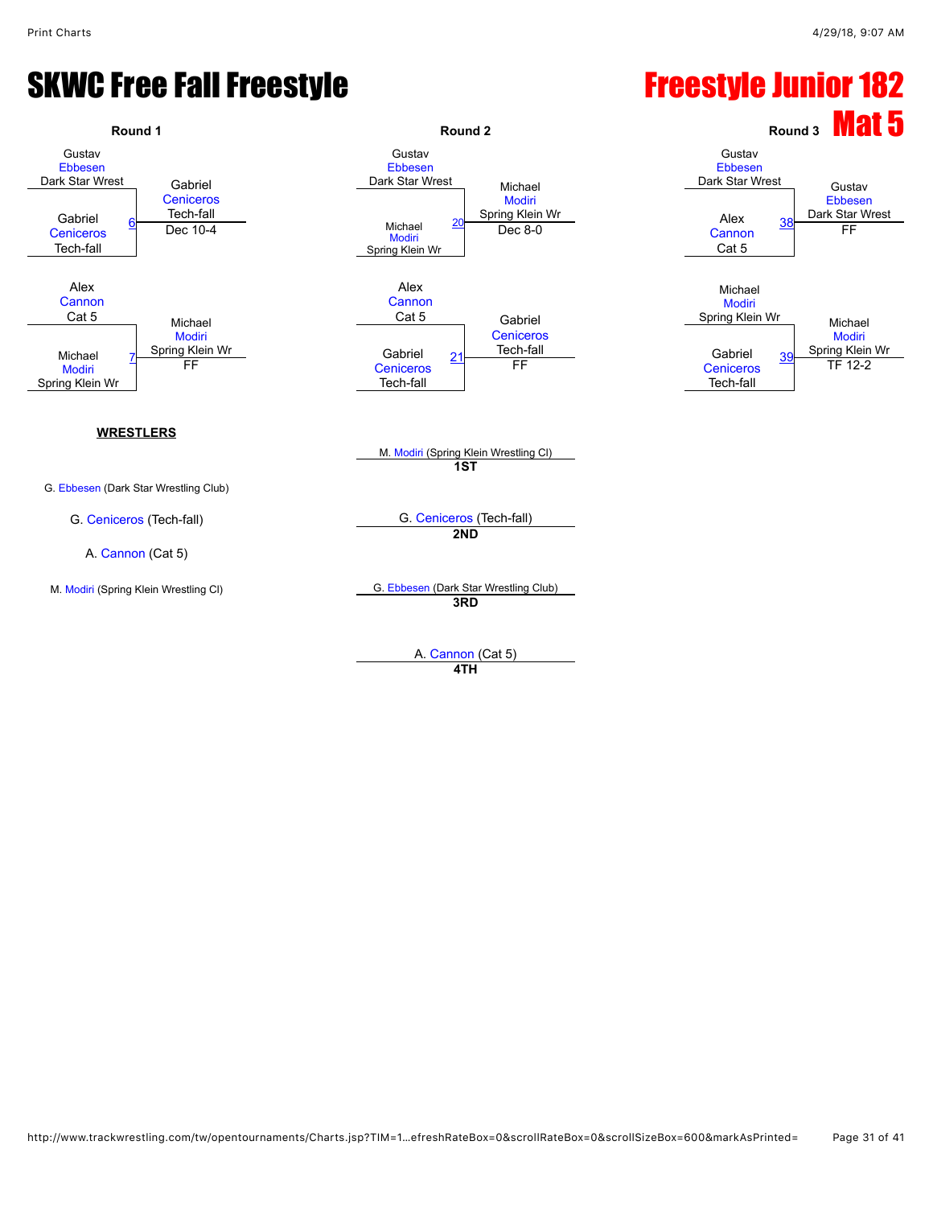# SKWC Free Fall Freestyle

# Freestyle Junior 182

## Mat 5

### Round 1

| Wrestler | Wrestler | Match | Winner | Result |
|---|---|---|---|---|
| Gustav Ebbesen (Dark Star Wrest) | Gabriel Ceniceros (Tech-fall) | 6 | Gabriel Ceniceros (Tech-fall) | Dec 10-4 |
| Alex Cannon (Cat 5) | Michael Modiri (Spring Klein Wr) | 7 | Michael Modiri (Spring Klein Wr) | FF |

### Round 2

| Wrestler | Wrestler | Match | Winner | Result |
|---|---|---|---|---|
| Gustav Ebbesen (Dark Star Wrest) | Michael Modiri (Spring Klein Wr) | 20 | Michael Modiri (Spring Klein Wr) | Dec 8-0 |
| Alex Cannon (Cat 5) | Gabriel Ceniceros (Tech-fall) | 21 | Gabriel Ceniceros (Tech-fall) | FF |

### Round 3

| Wrestler | Wrestler | Match | Winner | Result |
|---|---|---|---|---|
| Gustav Ebbesen (Dark Star Wrest) | Alex Cannon (Cat 5) | 38 | Gustav Ebbesen (Dark Star Wrest) | FF |
| Michael Modiri (Spring Klein Wr) | Gabriel Ceniceros (Tech-fall) | 39 | Michael Modiri (Spring Klein Wr) | TF 12-2 |

**WRESTLERS**

G. Ebbesen (Dark Star Wrestling Club)

G. Ceniceros (Tech-fall)

A. Cannon (Cat 5)

M. Modiri (Spring Klein Wrestling Cl)

**Placings**

- **1ST**: M. Modiri (Spring Klein Wrestling Cl)
- **2ND**: G. Ceniceros (Tech-fall)
- **3RD**: G. Ebbesen (Dark Star Wrestling Club)
- **4TH**: A. Cannon (Cat 5)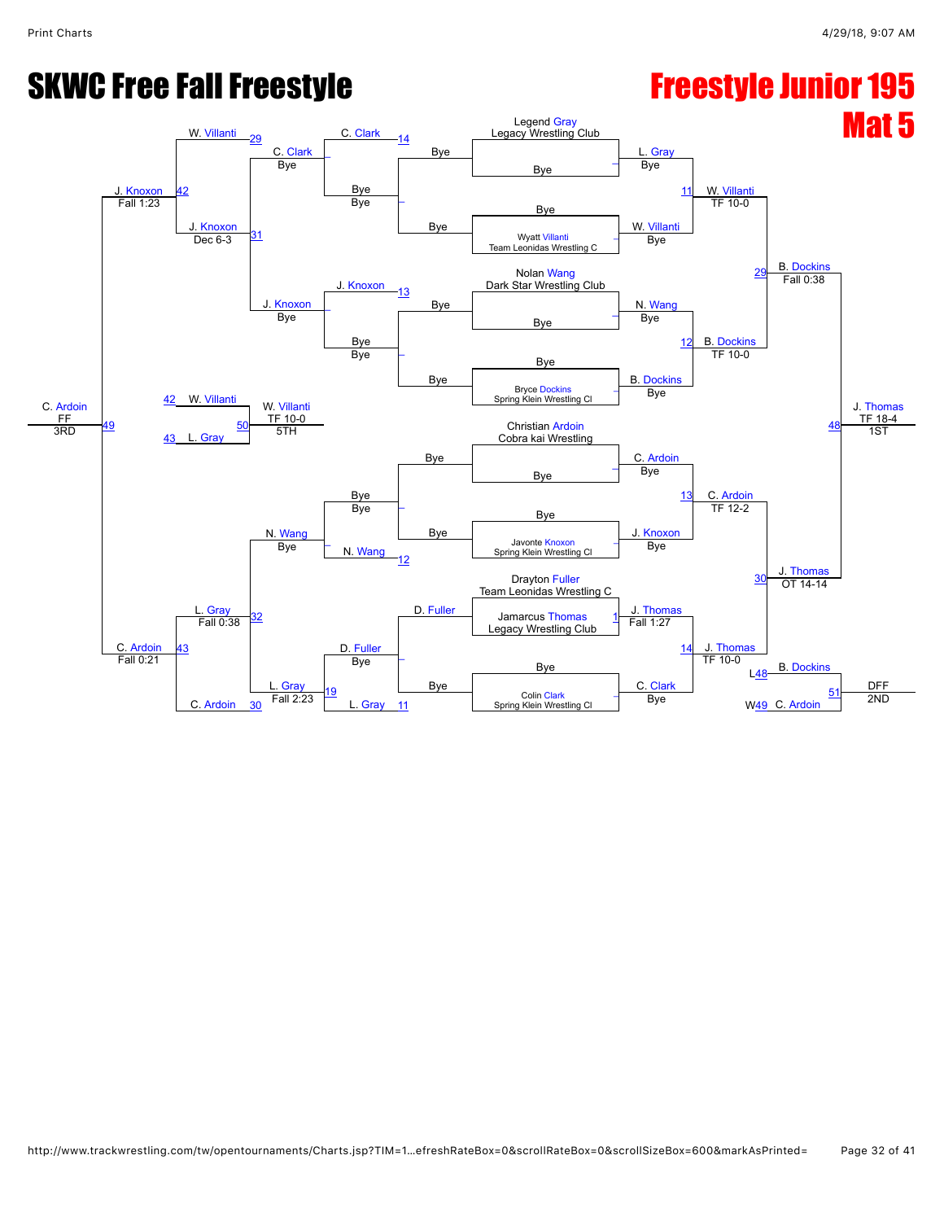# SKWC Free Fall Freestyle

# Freestyle Junior 195

## Mat 5

### Championship Bracket

**Round 1**

- Legend Gray (Legacy Wrestling Club) vs Bye → L. Gray, Bye
- Bye vs Wyatt Villanti (Team Leonidas Wrestling C) → W. Villanti, Bye
- Nolan Wang (Dark Star Wrestling Club) vs Bye → N. Wang, Bye
- Bye vs Bryce Dockins (Spring Klein Wrestling Cl) → B. Dockins, Bye
- Christian Ardoin (Cobra kai Wrestling) vs Bye → C. Ardoin, Bye
- Bye vs Javonte Knoxon (Spring Klein Wrestling Cl) → J. Knoxon, Bye
- Drayton Fuller (Team Leonidas Wrestling C) vs Jamarcus Thomas (Legacy Wrestling Club) → Match 1: J. Thomas, Fall 1:27
- Bye vs Colin Clark (Spring Klein Wrestling Cl) → C. Clark, Bye

**Quarterfinals**

- Match 11: L. Gray vs W. Villanti → W. Villanti, TF 10-0
- Match 12: N. Wang vs B. Dockins → B. Dockins, TF 10-0
- Match 13: C. Ardoin vs J. Knoxon → C. Ardoin, TF 12-2
- Match 14: J. Thomas vs C. Clark → J. Thomas, TF 10-0

**Semifinals**

- Match 29: W. Villanti vs B. Dockins → B. Dockins, Fall 0:38
- Match 30: C. Ardoin vs J. Thomas → J. Thomas, OT 14-14

**Final**

- Match 48: B. Dockins vs J. Thomas → J. Thomas, TF 18-4 — 1ST

**2nd Place Match**

- Match 51: L48 B. Dockins vs W49 C. Ardoin → DFF — 2ND

### Consolation Bracket

**Consolation Round 1**

- Bye vs Bye → –
- Bye vs Bye → –
- Bye vs Bye → –
- D. Fuller vs Bye → D. Fuller

**Consolation Round 2**

- Match 14: C. Clark vs (Bye, Bye) → C. Clark
- Match 13: J. Knoxon vs (Bye, Bye) → J. Knoxon
- Match 12: (Bye, Bye) vs N. Wang → N. Wang
- Match 11: D. Fuller vs L. Gray → L. Gray

**Consolation Round 3**

- C. Clark vs Bye → C. Clark, Bye
- J. Knoxon vs Bye → J. Knoxon, Bye
- N. Wang vs Bye → N. Wang, Bye
- Match 19: D. Fuller (Bye) vs L. Gray → L. Gray, Fall 2:23

**Consolation Round 4**

- Match 29: W. Villanti vs C. Clark
- Match 31: C. Clark vs J. Knoxon → J. Knoxon, Dec 6-3
- Match 32: N. Wang vs L. Gray → L. Gray, Fall 0:38
- Match 30: C. Ardoin vs L. Gray

**Consolation Semifinals**

- Match 42: W. Villanti vs J. Knoxon → J. Knoxon, Fall 1:23
- Match 43: L. Gray vs C. Ardoin → C. Ardoin, Fall 0:21

**3rd Place Match**

- Match 49: J. Knoxon vs C. Ardoin → C. Ardoin, FF — 3RD

**5th Place Match**

- Match 50: 42 W. Villanti vs 43 L. Gray → W. Villanti, TF 10-0 — 5TH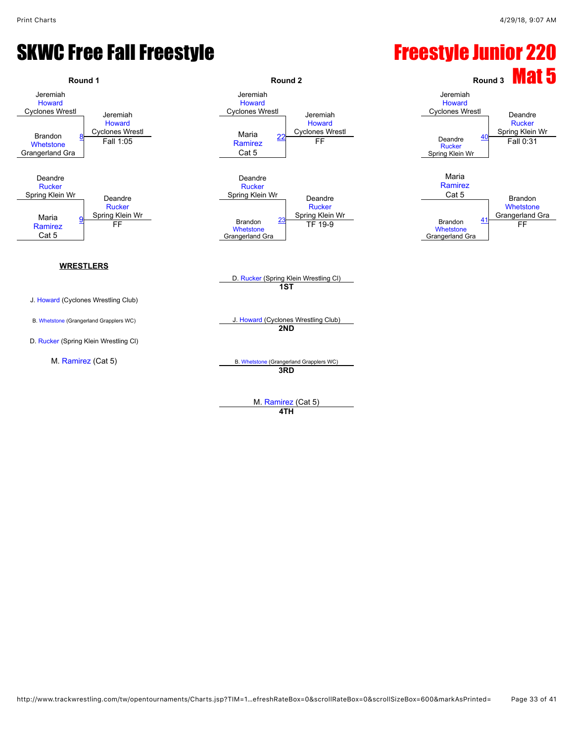# SKWC Free Fall Freestyle

# Freestyle Junior 220

# Mat 5

## Round 1

| Match | Wrestler 1 | Wrestler 2 | Winner | Result |
|---|---|---|---|---|
| 8 | Jeremiah Howard, Cyclones Wrestl | Brandon Whetstone, Grangerland Gra | Jeremiah Howard, Cyclones Wrestl | Fall 1:05 |
| 9 | Deandre Rucker, Spring Klein Wr | Maria Ramirez, Cat 5 | Deandre Rucker, Spring Klein Wr | FF |

## Round 2

| Match | Wrestler 1 | Wrestler 2 | Winner | Result |
|---|---|---|---|---|
| 22 | Jeremiah Howard, Cyclones Wrestl | Maria Ramirez, Cat 5 | Jeremiah Howard, Cyclones Wrestl | FF |
| 23 | Deandre Rucker, Spring Klein Wr | Brandon Whetstone, Grangerland Gra | Deandre Rucker, Spring Klein Wr | TF 19-9 |

## Round 3

| Match | Wrestler 1 | Wrestler 2 | Winner | Result |
|---|---|---|---|---|
| 40 | Jeremiah Howard, Cyclones Wrestl | Deandre Rucker, Spring Klein Wr | Deandre Rucker, Spring Klein Wr | Fall 0:31 |
| 41 | Maria Ramirez, Cat 5 | Brandon Whetstone, Grangerland Gra | Brandon Whetstone, Grangerland Gra | FF |

## WRESTLERS

- J. Howard (Cyclones Wrestling Club)
- B. Whetstone (Grangerland Grapplers WC)
- D. Rucker (Spring Klein Wrestling Cl)
- M. Ramirez (Cat 5)

## Placings

- **1ST**: D. Rucker (Spring Klein Wrestling Cl)
- **2ND**: J. Howard (Cyclones Wrestling Club)
- **3RD**: B. Whetstone (Grangerland Grapplers WC)
- **4TH**: M. Ramirez (Cat 5)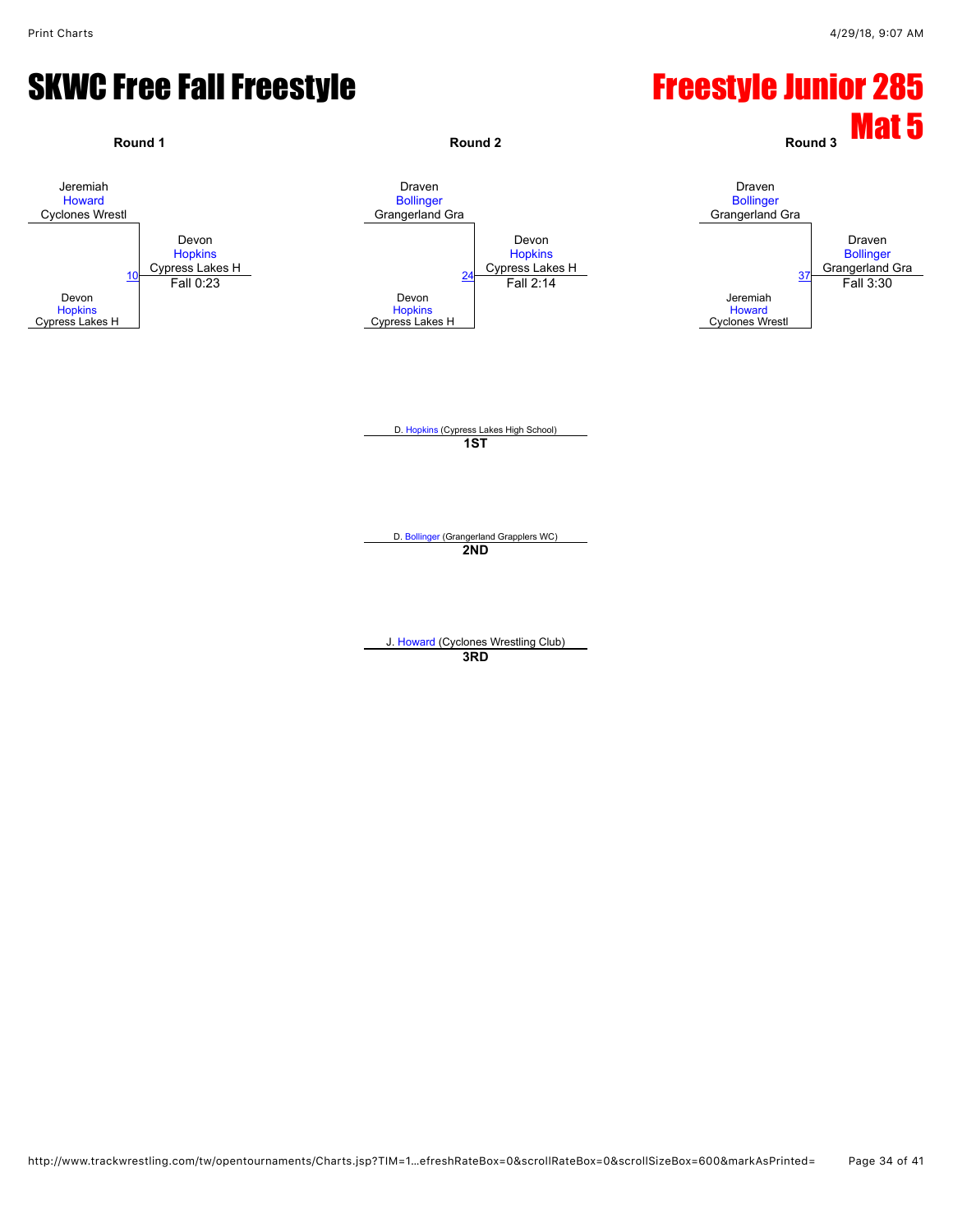# SKWC Free Fall Freestyle

# Freestyle Junior 285 Mat 5

**Round 1**

Jeremiah Howard
Cyclones Wrestl

Devon Hopkins
Cypress Lakes H

10 — Devon Hopkins, Cypress Lakes H — Fall 0:23

**Round 2**

Draven Bollinger
Grangerland Gra

Devon Hopkins
Cypress Lakes H

24 — Devon Hopkins, Cypress Lakes H — Fall 2:14

**Round 3**

Draven Bollinger
Grangerland Gra

Jeremiah Howard
Cyclones Wrestl

37 — Draven Bollinger, Grangerland Gra — Fall 3:30

D. Hopkins (Cypress Lakes High School)
**1ST**

D. Bollinger (Grangerland Grapplers WC)
**2ND**

J. Howard (Cyclones Wrestling Club)
**3RD**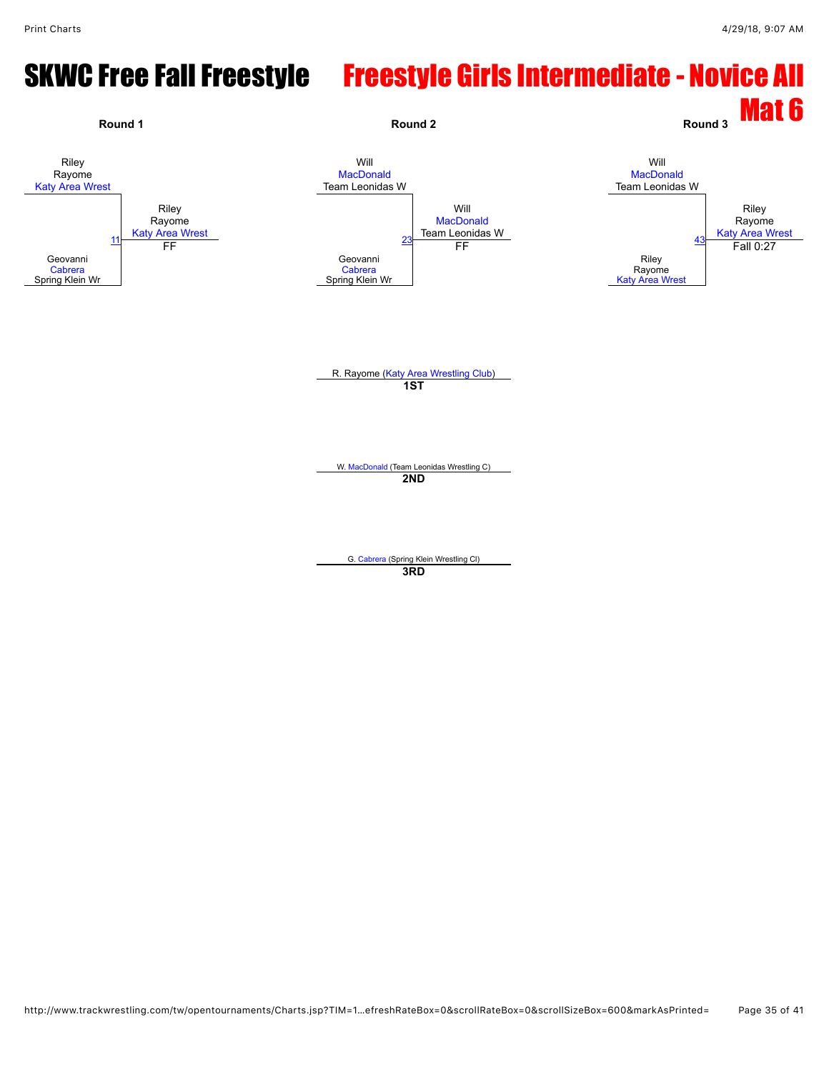# SKWC Free Fall Freestyle

# Freestyle Girls Intermediate - Novice All

## Mat 6

**Round 1**

Riley Rayome, Katy Area Wrest
vs.
Geovanni Cabrera, Spring Klein Wr

Bout 11 — Winner: Riley Rayome, Katy Area Wrest — FF

**Round 2**

Will MacDonald, Team Leonidas W
vs.
Geovanni Cabrera, Spring Klein Wr

Bout 23 — Winner: Will MacDonald, Team Leonidas W — FF

**Round 3**

Will MacDonald, Team Leonidas W
vs.
Riley Rayome, Katy Area Wrest

Bout 43 — Winner: Riley Rayome, Katy Area Wrest — Fall 0:27

---

R. Rayome (Katy Area Wrestling Club)
**1ST**

W. MacDonald (Team Leonidas Wrestling C)
**2ND**

G. Cabrera (Spring Klein Wrestling Cl)
**3RD**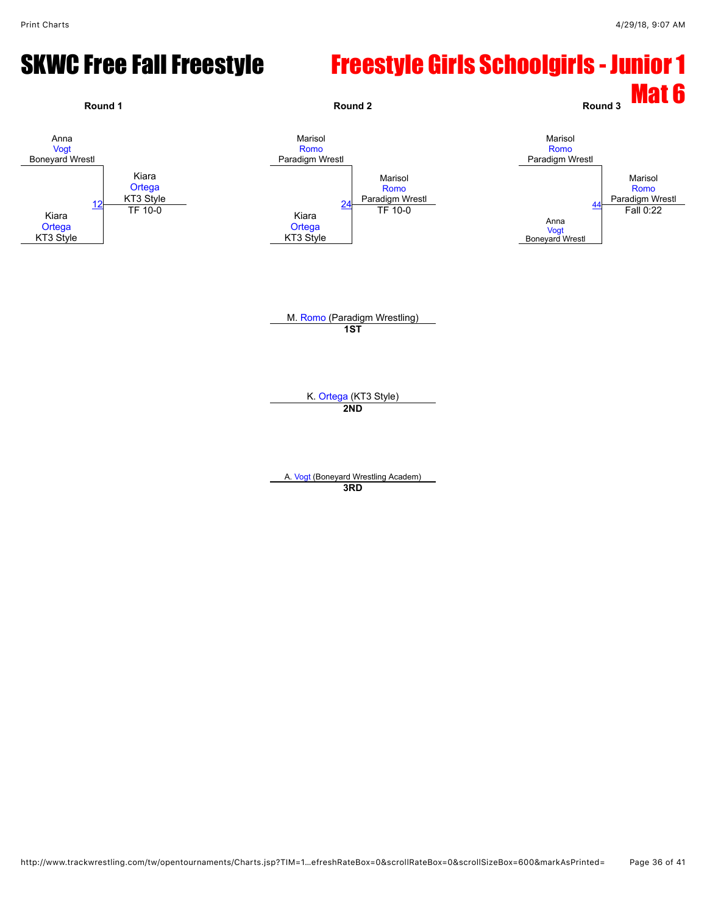# SKWC Free Fall Freestyle

# Freestyle Girls Schoolgirls - Junior 1

## Mat 6

### Round 1

Anna Vogt, Boneyard Wrestl

Kiara Ortega, KT3 Style

Match 12 — Winner: Kiara Ortega, KT3 Style — TF 10-0

### Round 2

Marisol Romo, Paradigm Wrestl

Kiara Ortega, KT3 Style

Match 24 — Winner: Marisol Romo, Paradigm Wrestl — TF 10-0

### Round 3

Marisol Romo, Paradigm Wrestl

Anna Vogt, Boneyard Wrestl

Match 44 — Winner: Marisol Romo, Paradigm Wrestl — Fall 0:22

### Placings

M. Romo (Paradigm Wrestling)
**1ST**

K. Ortega (KT3 Style)
**2ND**

A. Vogt (Boneyard Wrestling Academ)
**3RD**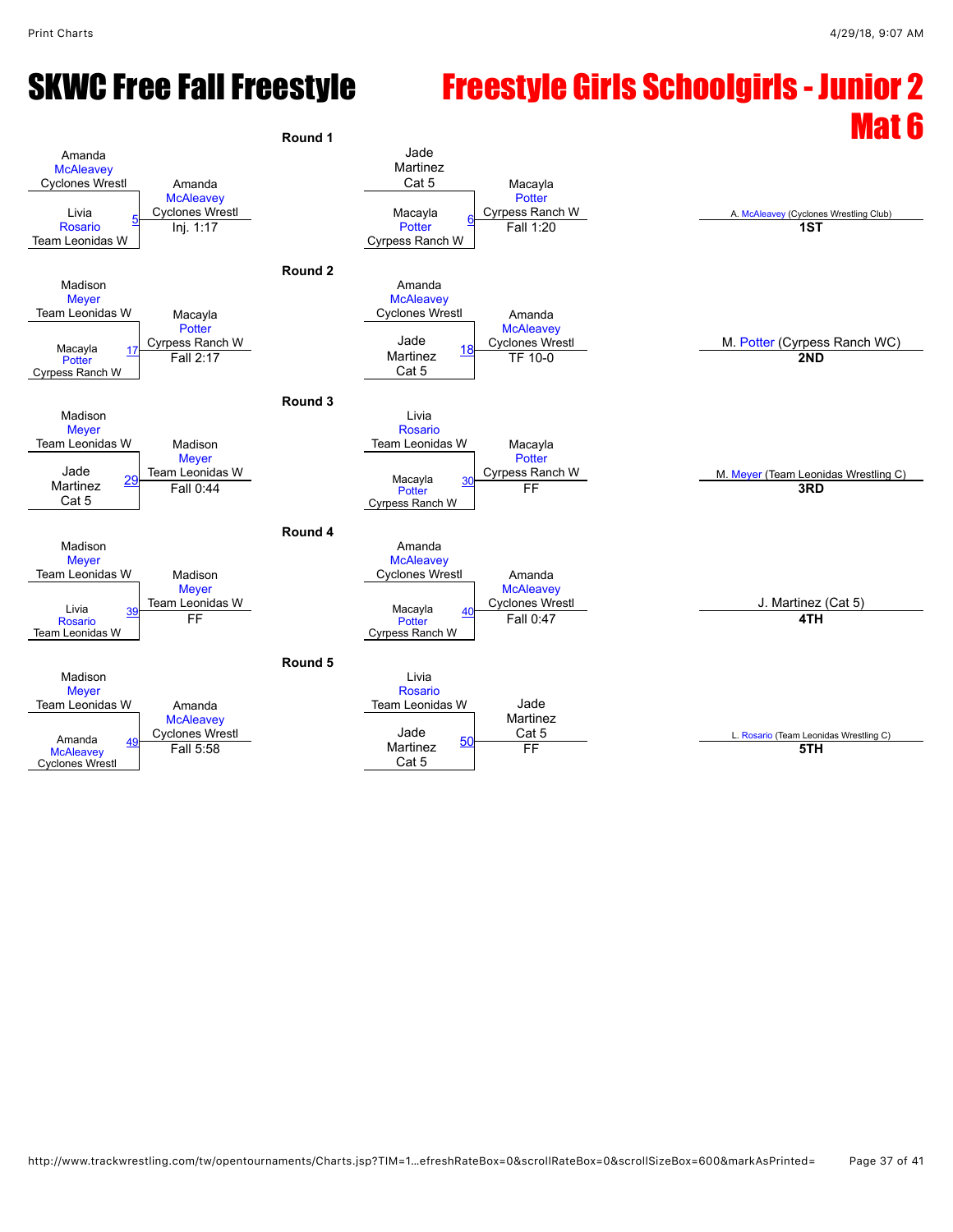# SKWC Free Fall Freestyle

# Freestyle Girls Schoolgirls - Junior 2 Mat 6

## Round 1

| Wrestler 1 | Wrestler 2 | Bout | Winner | Result |
|---|---|---|---|---|
| Amanda McAleavey, Cyclones Wrestl | Livia Rosario, Team Leonidas W | 5 | Amanda McAleavey, Cyclones Wrestl | Inj. 1:17 |
| Jade Martinez, Cat 5 | Macayla Potter, Cyrpess Ranch W | 6 | Macayla Potter, Cyrpess Ranch W | Fall 1:20 |

## Round 2

| Wrestler 1 | Wrestler 2 | Bout | Winner | Result |
|---|---|---|---|---|
| Madison Meyer, Team Leonidas W | Macayla Potter, Cyrpess Ranch W | 17 | Macayla Potter, Cyrpess Ranch W | Fall 2:17 |
| Amanda McAleavey, Cyclones Wrestl | Jade Martinez, Cat 5 | 18 | Amanda McAleavey, Cyclones Wrestl | TF 10-0 |

## Round 3

| Wrestler 1 | Wrestler 2 | Bout | Winner | Result |
|---|---|---|---|---|
| Madison Meyer, Team Leonidas W | Jade Martinez, Cat 5 | 29 | Madison Meyer, Team Leonidas W | Fall 0:44 |
| Livia Rosario, Team Leonidas W | Macayla Potter, Cyrpess Ranch W | 30 | Macayla Potter, Cyrpess Ranch W | FF |

## Round 4

| Wrestler 1 | Wrestler 2 | Bout | Winner | Result |
|---|---|---|---|---|
| Madison Meyer, Team Leonidas W | Livia Rosario, Team Leonidas W | 39 | Madison Meyer, Team Leonidas W | FF |
| Amanda McAleavey, Cyclones Wrestl | Macayla Potter, Cyrpess Ranch W | 40 | Amanda McAleavey, Cyclones Wrestl | Fall 0:47 |

## Round 5

| Wrestler 1 | Wrestler 2 | Bout | Winner | Result |
|---|---|---|---|---|
| Madison Meyer, Team Leonidas W | Amanda McAleavey, Cyclones Wrestl | 49 | Amanda McAleavey, Cyclones Wrestl | Fall 5:58 |
| Livia Rosario, Team Leonidas W | Jade Martinez, Cat 5 | 50 | Jade Martinez, Cat 5 | FF |

## Placements

| Place | Wrestler |
|---|---|
| 1ST | A. McAleavey (Cyclones Wrestling Club) |
| 2ND | M. Potter (Cyrpess Ranch WC) |
| 3RD | M. Meyer (Team Leonidas Wrestling C) |
| 4TH | J. Martinez (Cat 5) |
| 5TH | L. Rosario (Team Leonidas Wrestling C) |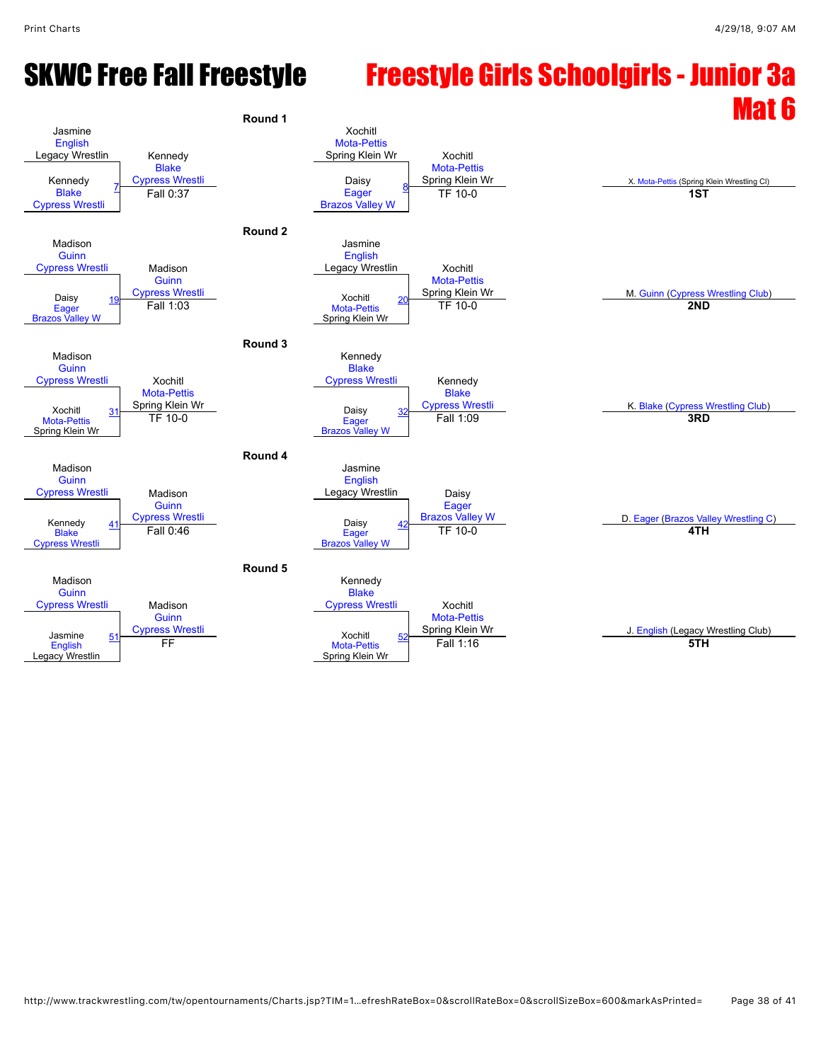# SKWC Free Fall Freestyle

# Freestyle Girls Schoolgirls - Junior 3a Mat 6

## Round 1

| Bout | Wrestler 1 | Wrestler 2 | Winner | Result |
|---|---|---|---|---|
| 7 | Jasmine English (Legacy Wrestlin) | Kennedy Blake (Cypress Wrestli) | Kennedy Blake (Cypress Wrestli) | Fall 0:37 |
| 8 | Xochitl Mota-Pettis (Spring Klein Wr) | Daisy Eager (Brazos Valley W) | Xochitl Mota-Pettis (Spring Klein Wr) | TF 10-0 |

## Round 2

| Bout | Wrestler 1 | Wrestler 2 | Winner | Result |
|---|---|---|---|---|
| 19 | Madison Guinn (Cypress Wrestli) | Daisy Eager (Brazos Valley W) | Madison Guinn (Cypress Wrestli) | Fall 1:03 |
| 20 | Jasmine English (Legacy Wrestlin) | Xochitl Mota-Pettis (Spring Klein Wr) | Xochitl Mota-Pettis (Spring Klein Wr) | TF 10-0 |

## Round 3

| Bout | Wrestler 1 | Wrestler 2 | Winner | Result |
|---|---|---|---|---|
| 31 | Madison Guinn (Cypress Wrestli) | Xochitl Mota-Pettis (Spring Klein Wr) | Xochitl Mota-Pettis (Spring Klein Wr) | TF 10-0 |
| 32 | Kennedy Blake (Cypress Wrestli) | Daisy Eager (Brazos Valley W) | Kennedy Blake (Cypress Wrestli) | Fall 1:09 |

## Round 4

| Bout | Wrestler 1 | Wrestler 2 | Winner | Result |
|---|---|---|---|---|
| 41 | Madison Guinn (Cypress Wrestli) | Kennedy Blake (Cypress Wrestli) | Madison Guinn (Cypress Wrestli) | Fall 0:46 |
| 42 | Jasmine English (Legacy Wrestlin) | Daisy Eager (Brazos Valley W) | Daisy Eager (Brazos Valley W) | TF 10-0 |

## Round 5

| Bout | Wrestler 1 | Wrestler 2 | Winner | Result |
|---|---|---|---|---|
| 51 | Madison Guinn (Cypress Wrestli) | Jasmine English (Legacy Wrestlin) | Madison Guinn (Cypress Wrestli) | FF |
| 52 | Kennedy Blake (Cypress Wrestli) | Xochitl Mota-Pettis (Spring Klein Wr) | Xochitl Mota-Pettis (Spring Klein Wr) | Fall 1:16 |

## Placements

| Place | Wrestler |
|---|---|
| 1ST | X. Mota-Pettis (Spring Klein Wrestling Cl) |
| 2ND | M. Guinn (Cypress Wrestling Club) |
| 3RD | K. Blake (Cypress Wrestling Club) |
| 4TH | D. Eager (Brazos Valley Wrestling C) |
| 5TH | J. English (Legacy Wrestling Club) |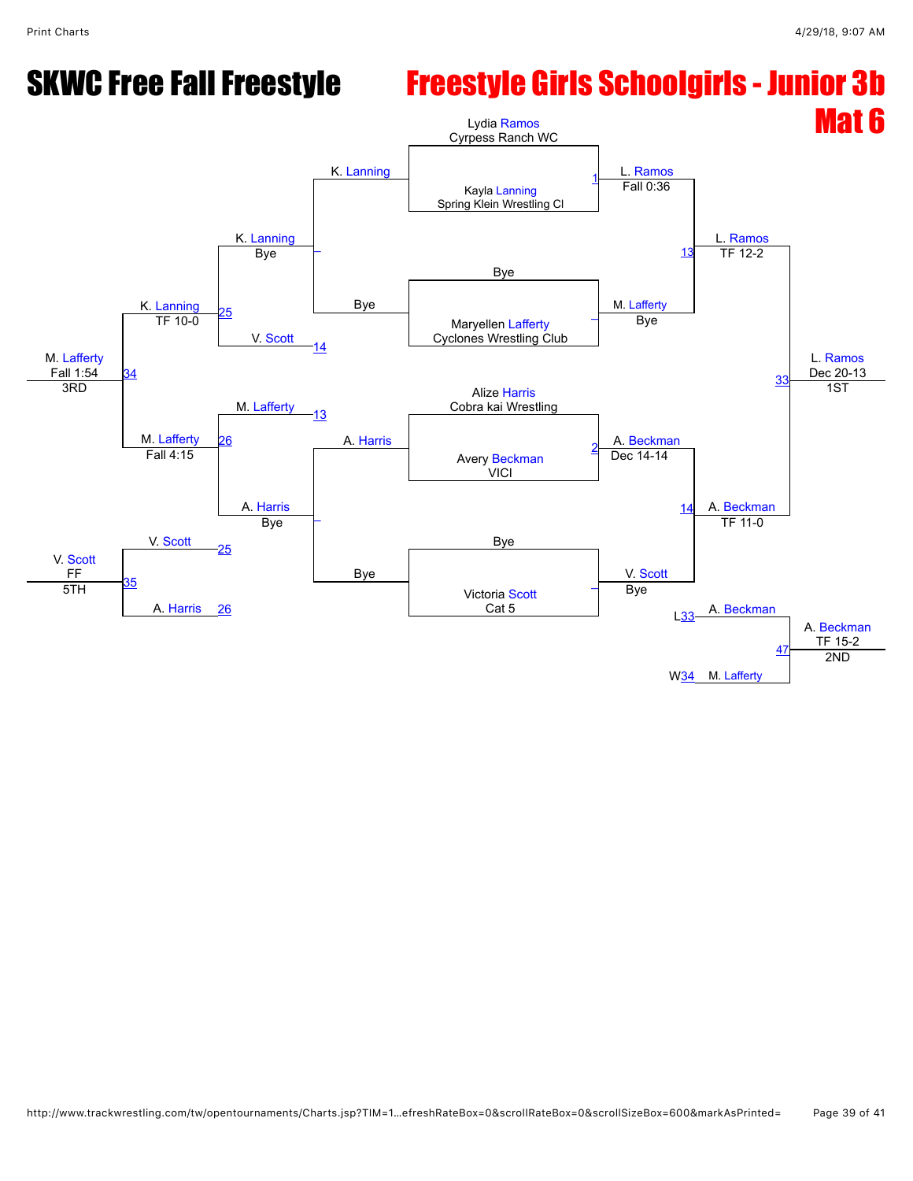# SKWC Free Fall Freestyle

## Freestyle Girls Schoolgirls - Junior 3b

## Mat 6

### Championship Bracket

**Match 1:** Lydia Ramos (Cyrpess Ranch WC) vs. Kayla Lanning (Spring Klein Wrestling Cl) — L. Ramos, Fall 0:36

**Bye:** Maryellen Lafferty (Cyclones Wrestling Club) — M. Lafferty, Bye

**Match 2:** Alize Harris (Cobra kai Wrestling) vs. Avery Beckman (VICI) — A. Beckman, Dec 14-14

**Bye:** Victoria Scott (Cat 5) — V. Scott, Bye

**Match 13:** L. Ramos vs. M. Lafferty — L. Ramos, TF 12-2

**Match 14:** A. Beckman vs. V. Scott — A. Beckman, TF 11-0

**Match 33:** L. Ramos vs. A. Beckman — L. Ramos, Dec 20-13 — **1ST**

### Consolation Bracket

K. Lanning — Bye (vs. Bye)

A. Harris — Bye (vs. Bye)

**Match 25:** K. Lanning vs. V. Scott (L14) — K. Lanning, TF 10-0

**Match 26:** M. Lafferty (L13) vs. A. Harris — M. Lafferty, Fall 4:15

**Match 34:** K. Lanning vs. M. Lafferty — M. Lafferty, Fall 1:54 — **3RD**

**Match 35:** V. Scott (L25) vs. A. Harris (L26) — V. Scott, FF — **5TH**

**Match 47:** A. Beckman (L33) vs. M. Lafferty (W34) — A. Beckman, TF 15-2 — **2ND**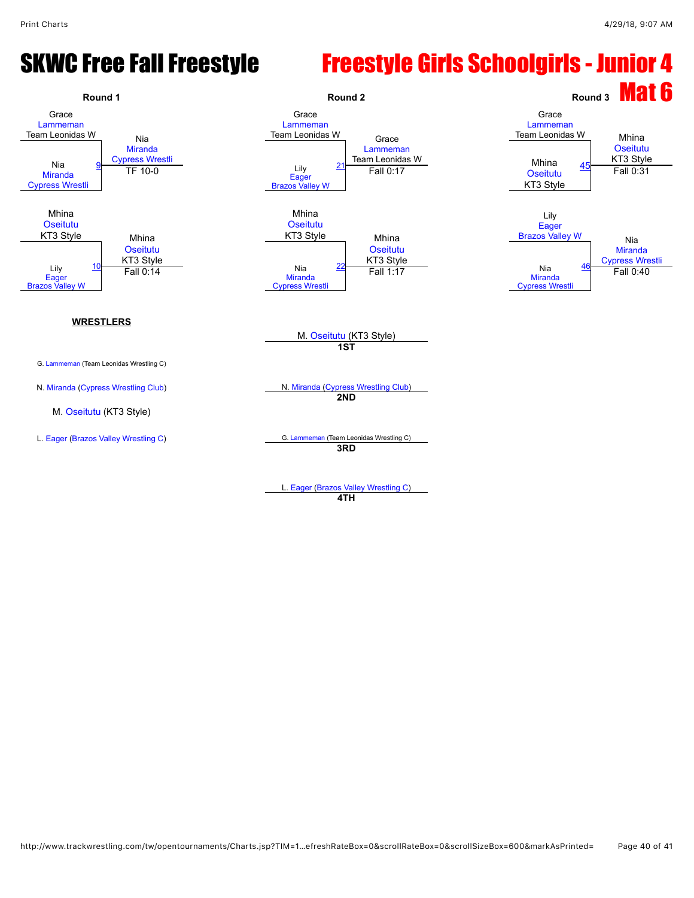# SKWC Free Fall Freestyle

# Freestyle Girls Schoolgirls - Junior 4

## Mat 6

### Round 1

- Grace Lammeman (Team Leonidas W) vs Nia Miranda (Cypress Wrestli) — Bout 9 — Winner: Nia Miranda (Cypress Wrestli), TF 10-0
- Mhina Oseitutu (KT3 Style) vs Lily Eager (Brazos Valley W) — Bout 10 — Winner: Mhina Oseitutu (KT3 Style), Fall 0:14

### Round 2

- Grace Lammeman (Team Leonidas W) vs Lily Eager (Brazos Valley W) — Bout 21 — Winner: Grace Lammeman (Team Leonidas W), Fall 0:17
- Mhina Oseitutu (KT3 Style) vs Nia Miranda (Cypress Wrestli) — Bout 22 — Winner: Mhina Oseitutu (KT3 Style), Fall 1:17

### Round 3

- Grace Lammeman (Team Leonidas W) vs Mhina Oseitutu (KT3 Style) — Bout 45 — Winner: Mhina Oseitutu (KT3 Style), Fall 0:31
- Lily Eager (Brazos Valley W) vs Nia Miranda (Cypress Wrestli) — Bout 46 — Winner: Nia Miranda (Cypress Wrestli), Fall 0:40

### WRESTLERS

- G. Lammeman (Team Leonidas Wrestling C)
- N. Miranda (Cypress Wrestling Club)
- M. Oseitutu (KT3 Style)
- L. Eager (Brazos Valley Wrestling C)

### Placings

- **1ST**: M. Oseitutu (KT3 Style)
- **2ND**: N. Miranda (Cypress Wrestling Club)
- **3RD**: G. Lammeman (Team Leonidas Wrestling C)
- **4TH**: L. Eager (Brazos Valley Wrestling C)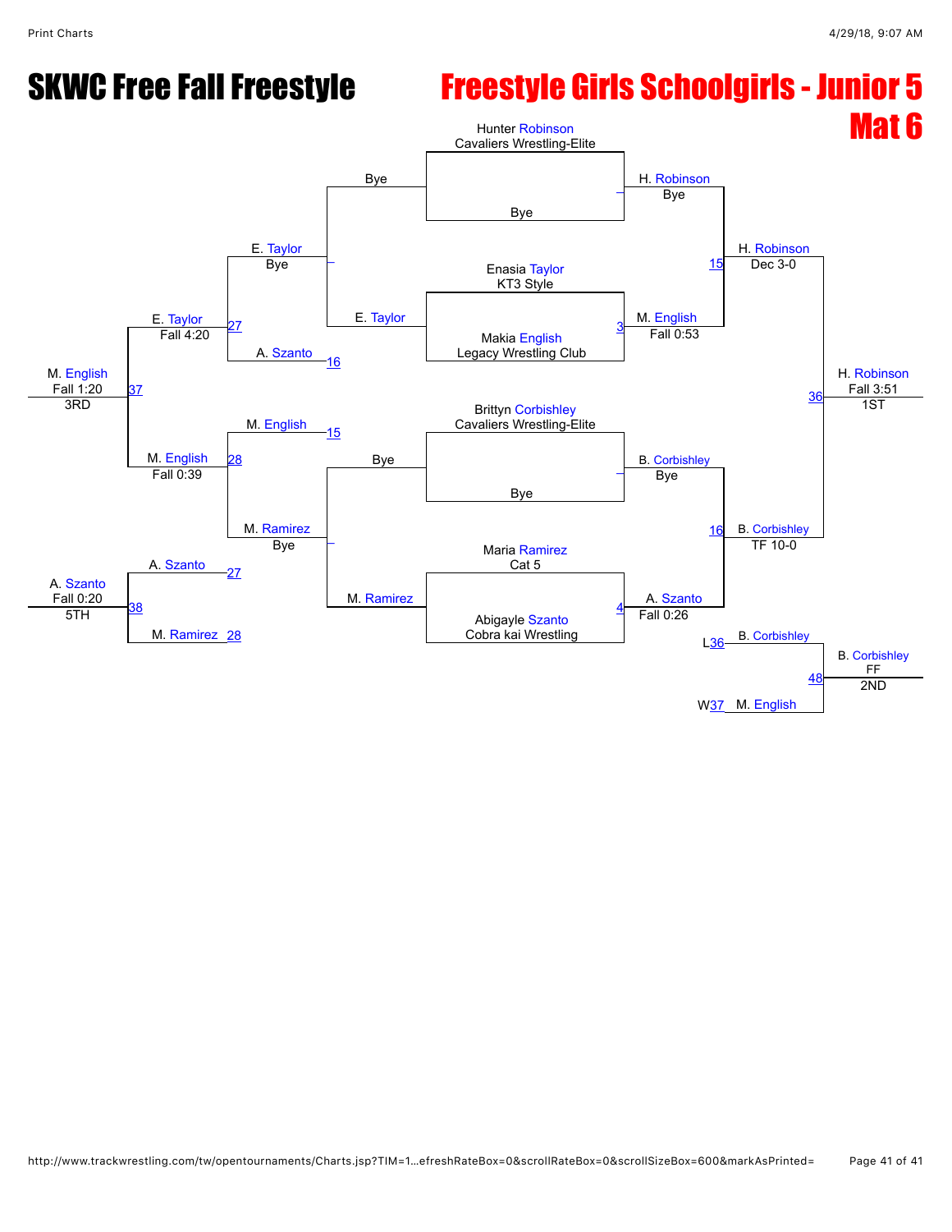# SKWC Free Fall Freestyle

# Freestyle Girls Schoolgirls - Junior 5

## Mat 6

Hunter Robinson
Cavaliers Wrestling-Elite

Bye

Enasia Taylor
KT3 Style

Makia English
Legacy Wrestling Club

Brittyn Corbishley
Cavaliers Wrestling-Elite

Bye

Maria Ramirez
Cat 5

Abigayle Szanto
Cobra kai Wrestling

H. Robinson
Bye

M. English
Fall 0:53

3

B. Corbishley
Bye

A. Szanto
Fall 0:26

4

H. Robinson
Dec 3-0

15

B. Corbishley
TF 10-0

16

H. Robinson
Fall 3:51
1ST

36

L36 B. Corbishley

W37 M. English

B. Corbishley
FF
2ND

48

Bye

E. Taylor

Bye

M. Ramirez

E. Taylor
Bye

A. Szanto 16

M. English 15

M. Ramirez
Bye

E. Taylor
Fall 4:20

27

M. English
Fall 0:39

28

M. English
Fall 1:20
3RD

37

A. Szanto 27

M. Ramirez 28

A. Szanto
Fall 0:20
5TH

38